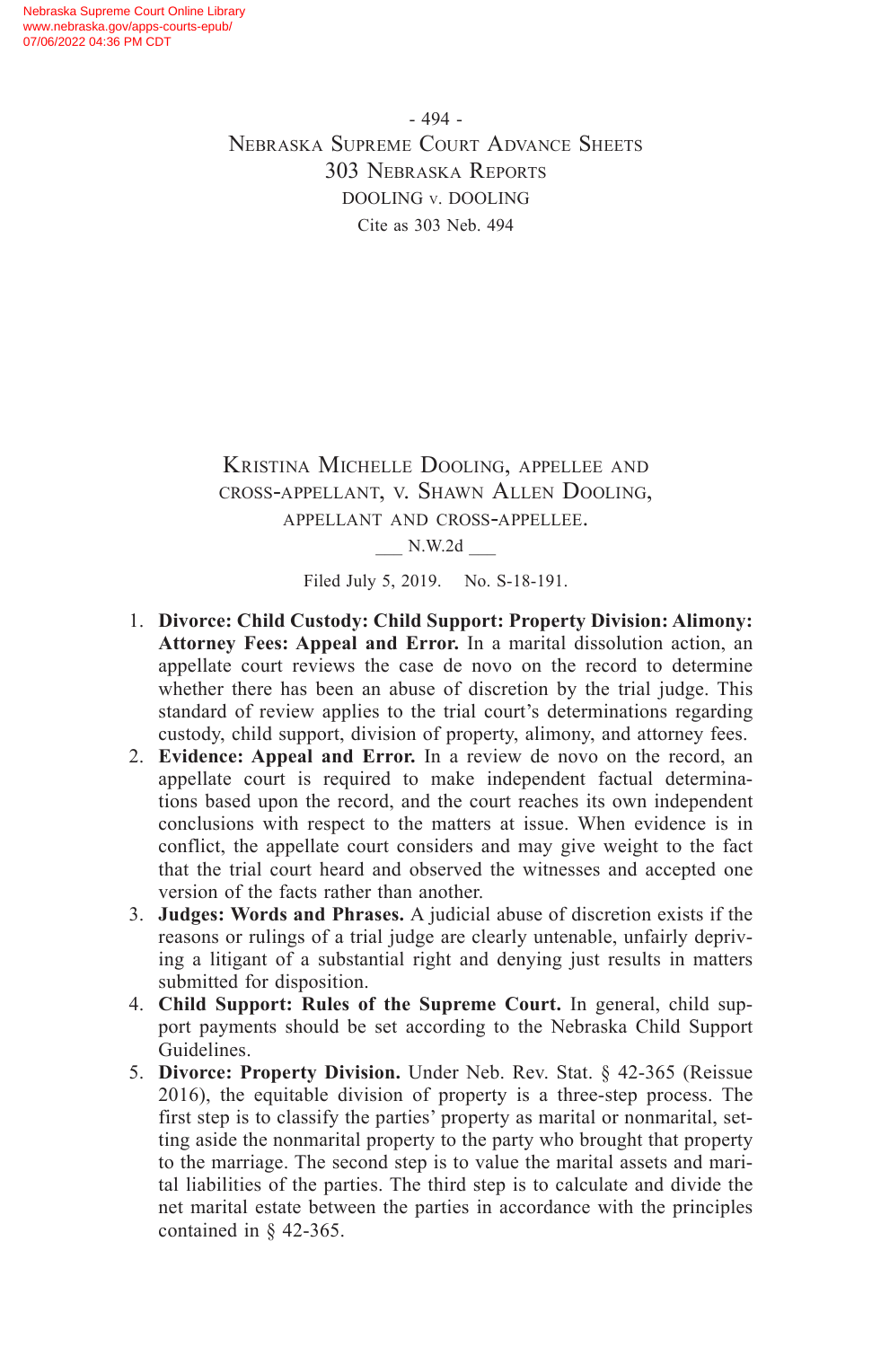Kristina Michelle Dooling, appellee and cross-appellant, v. Shawn Allen Dooling, appellant and cross-appellee.

\_\_\_ N.W.2d \_\_\_

Filed July 5, 2019. No. S-18-191.

1. **Divorce: Child Custody: Child Support: Property Division: Alimony: Attorney Fees: Appeal and Error.** In a marital dissolution action, an appellate court reviews the case de novo on the record to determine whether there has been an abuse of discretion by the trial judge. This standard of review applies to the trial court's determinations regarding custody, child support, division of property, alimony, and attorney fees.
2. **Evidence: Appeal and Error.** In a review de novo on the record, an appellate court is required to make independent factual determinations based upon the record, and the court reaches its own independent conclusions with respect to the matters at issue. When evidence is in conflict, the appellate court considers and may give weight to the fact that the trial court heard and observed the witnesses and accepted one version of the facts rather than another.
3. **Judges: Words and Phrases.** A judicial abuse of discretion exists if the reasons or rulings of a trial judge are clearly untenable, unfairly depriving a litigant of a substantial right and denying just results in matters submitted for disposition.
4. **Child Support: Rules of the Supreme Court.** In general, child support payments should be set according to the Nebraska Child Support Guidelines.
5. **Divorce: Property Division.** Under Neb. Rev. Stat. § 42-365 (Reissue 2016), the equitable division of property is a three-step process. The first step is to classify the parties' property as marital or nonmarital, setting aside the nonmarital property to the party who brought that property to the marriage. The second step is to value the marital assets and marital liabilities of the parties. The third step is to calculate and divide the net marital estate between the parties in accordance with the principles contained in § 42-365.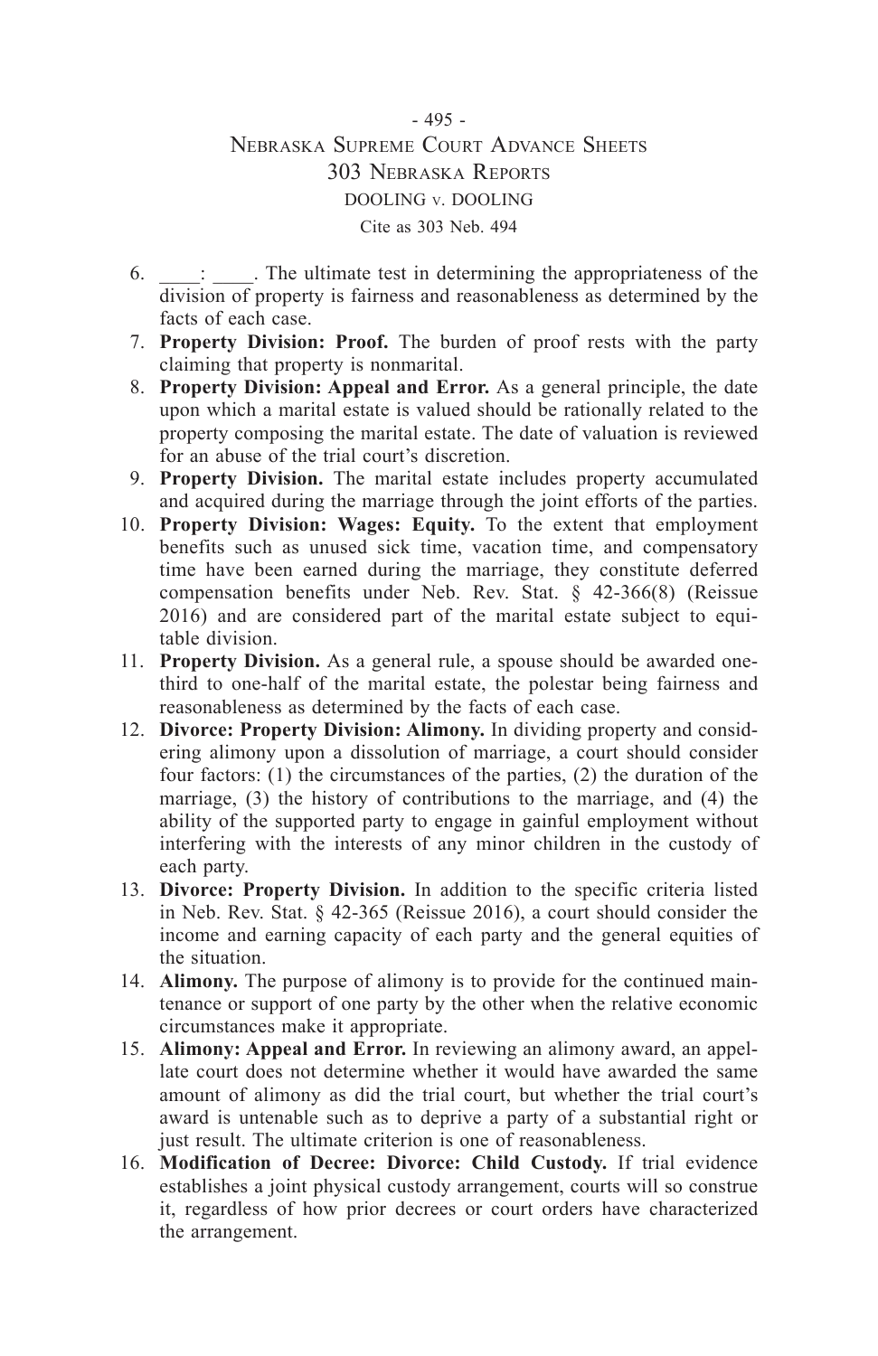6. ____: ____. The ultimate test in determining the appropriateness of the division of property is fairness and reasonableness as determined by the facts of each case.
7. **Property Division: Proof.** The burden of proof rests with the party claiming that property is nonmarital.
8. **Property Division: Appeal and Error.** As a general principle, the date upon which a marital estate is valued should be rationally related to the property composing the marital estate. The date of valuation is reviewed for an abuse of the trial court's discretion.
9. **Property Division.** The marital estate includes property accumulated and acquired during the marriage through the joint efforts of the parties.
10. **Property Division: Wages: Equity.** To the extent that employment benefits such as unused sick time, vacation time, and compensatory time have been earned during the marriage, they constitute deferred compensation benefits under Neb. Rev. Stat. § 42-366(8) (Reissue 2016) and are considered part of the marital estate subject to equitable division.
11. **Property Division.** As a general rule, a spouse should be awarded one-third to one-half of the marital estate, the polestar being fairness and reasonableness as determined by the facts of each case.
12. **Divorce: Property Division: Alimony.** In dividing property and considering alimony upon a dissolution of marriage, a court should consider four factors: (1) the circumstances of the parties, (2) the duration of the marriage, (3) the history of contributions to the marriage, and (4) the ability of the supported party to engage in gainful employment without interfering with the interests of any minor children in the custody of each party.
13. **Divorce: Property Division.** In addition to the specific criteria listed in Neb. Rev. Stat. § 42-365 (Reissue 2016), a court should consider the income and earning capacity of each party and the general equities of the situation.
14. **Alimony.** The purpose of alimony is to provide for the continued maintenance or support of one party by the other when the relative economic circumstances make it appropriate.
15. **Alimony: Appeal and Error.** In reviewing an alimony award, an appellate court does not determine whether it would have awarded the same amount of alimony as did the trial court, but whether the trial court's award is untenable such as to deprive a party of a substantial right or just result. The ultimate criterion is one of reasonableness.
16. **Modification of Decree: Divorce: Child Custody.** If trial evidence establishes a joint physical custody arrangement, courts will so construe it, regardless of how prior decrees or court orders have characterized the arrangement.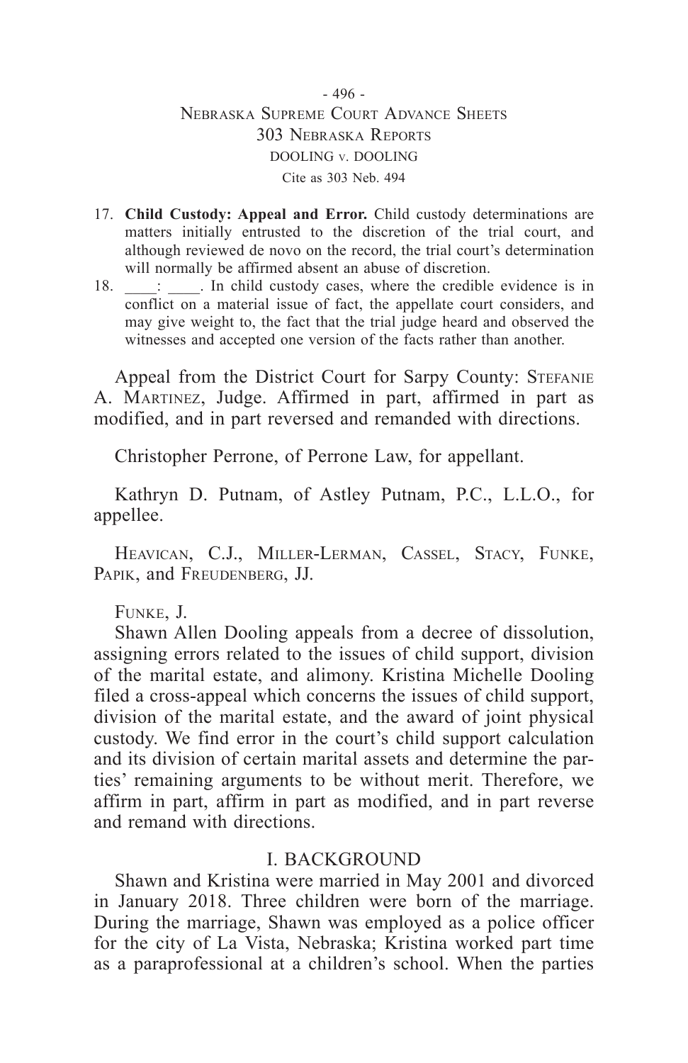17. **Child Custody: Appeal and Error.** Child custody determinations are matters initially entrusted to the discretion of the trial court, and although reviewed de novo on the record, the trial court's determination will normally be affirmed absent an abuse of discretion.
18. \_\_\_\_: \_\_\_\_. In child custody cases, where the credible evidence is in conflict on a material issue of fact, the appellate court considers, and may give weight to, the fact that the trial judge heard and observed the witnesses and accepted one version of the facts rather than another.

Appeal from the District Court for Sarpy County: Stefanie A. Martinez, Judge. Affirmed in part, affirmed in part as modified, and in part reversed and remanded with directions.

Christopher Perrone, of Perrone Law, for appellant.

Kathryn D. Putnam, of Astley Putnam, P.C., L.L.O., for appellee.

Heavican, C.J., Miller-Lerman, Cassel, Stacy, Funke, Papik, and Freudenberg, JJ.

Funke, J.

Shawn Allen Dooling appeals from a decree of dissolution, assigning errors related to the issues of child support, division of the marital estate, and alimony. Kristina Michelle Dooling filed a cross-appeal which concerns the issues of child support, division of the marital estate, and the award of joint physical custody. We find error in the court's child support calculation and its division of certain marital assets and determine the parties' remaining arguments to be without merit. Therefore, we affirm in part, affirm in part as modified, and in part reverse and remand with directions.

## I. BACKGROUND

Shawn and Kristina were married in May 2001 and divorced in January 2018. Three children were born of the marriage. During the marriage, Shawn was employed as a police officer for the city of La Vista, Nebraska; Kristina worked part time as a paraprofessional at a children's school. When the parties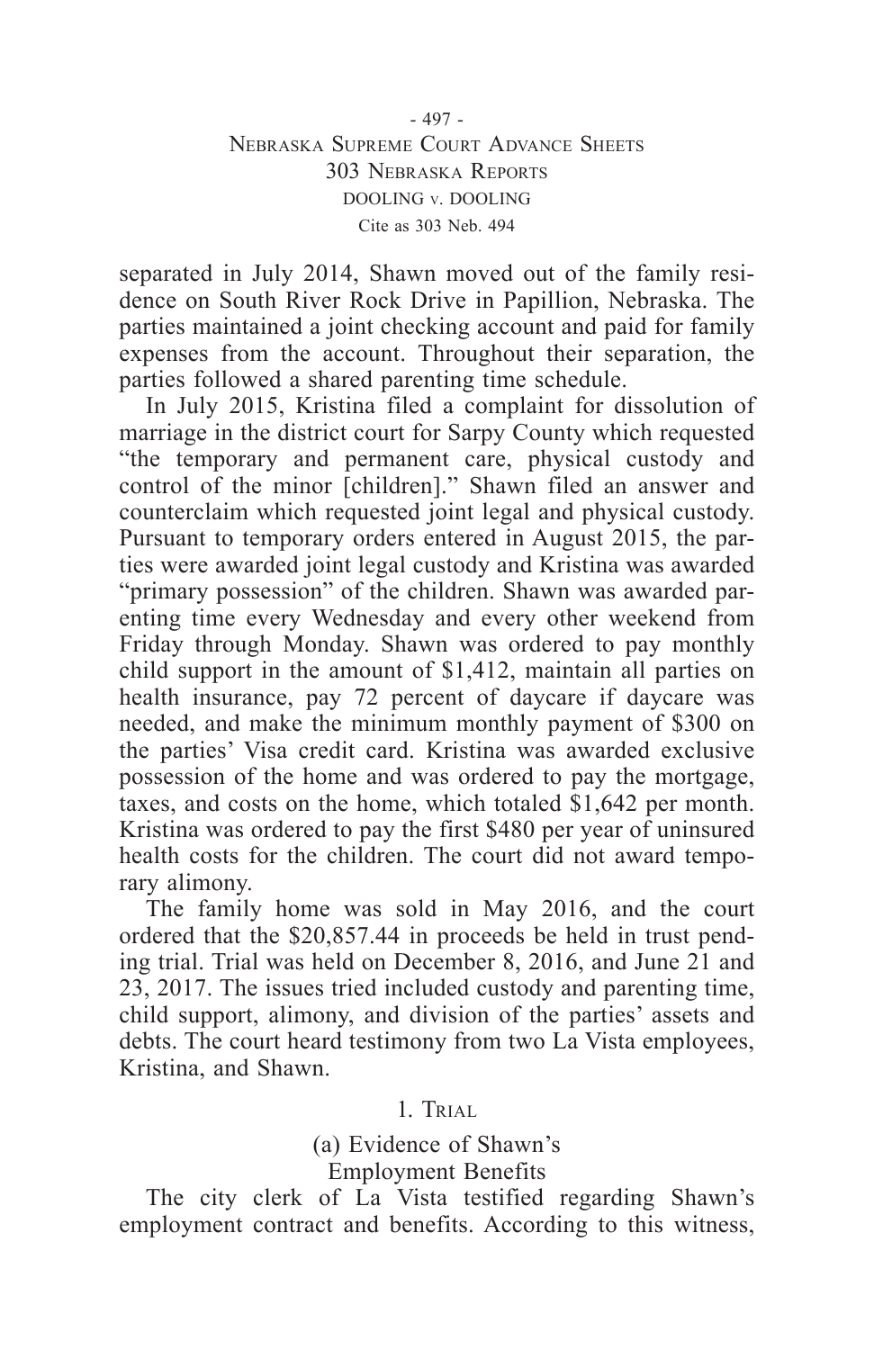separated in July 2014, Shawn moved out of the family residence on South River Rock Drive in Papillion, Nebraska. The parties maintained a joint checking account and paid for family expenses from the account. Throughout their separation, the parties followed a shared parenting time schedule.

In July 2015, Kristina filed a complaint for dissolution of marriage in the district court for Sarpy County which requested "the temporary and permanent care, physical custody and control of the minor [children]." Shawn filed an answer and counterclaim which requested joint legal and physical custody. Pursuant to temporary orders entered in August 2015, the parties were awarded joint legal custody and Kristina was awarded "primary possession" of the children. Shawn was awarded parenting time every Wednesday and every other weekend from Friday through Monday. Shawn was ordered to pay monthly child support in the amount of $1,412, maintain all parties on health insurance, pay 72 percent of daycare if daycare was needed, and make the minimum monthly payment of $300 on the parties' Visa credit card. Kristina was awarded exclusive possession of the home and was ordered to pay the mortgage, taxes, and costs on the home, which totaled $1,642 per month. Kristina was ordered to pay the first $480 per year of uninsured health costs for the children. The court did not award temporary alimony.

The family home was sold in May 2016, and the court ordered that the $20,857.44 in proceeds be held in trust pending trial. Trial was held on December 8, 2016, and June 21 and 23, 2017. The issues tried included custody and parenting time, child support, alimony, and division of the parties' assets and debts. The court heard testimony from two La Vista employees, Kristina, and Shawn.

## 1. Trial

### (a) Evidence of Shawn's Employment Benefits

The city clerk of La Vista testified regarding Shawn's employment contract and benefits. According to this witness,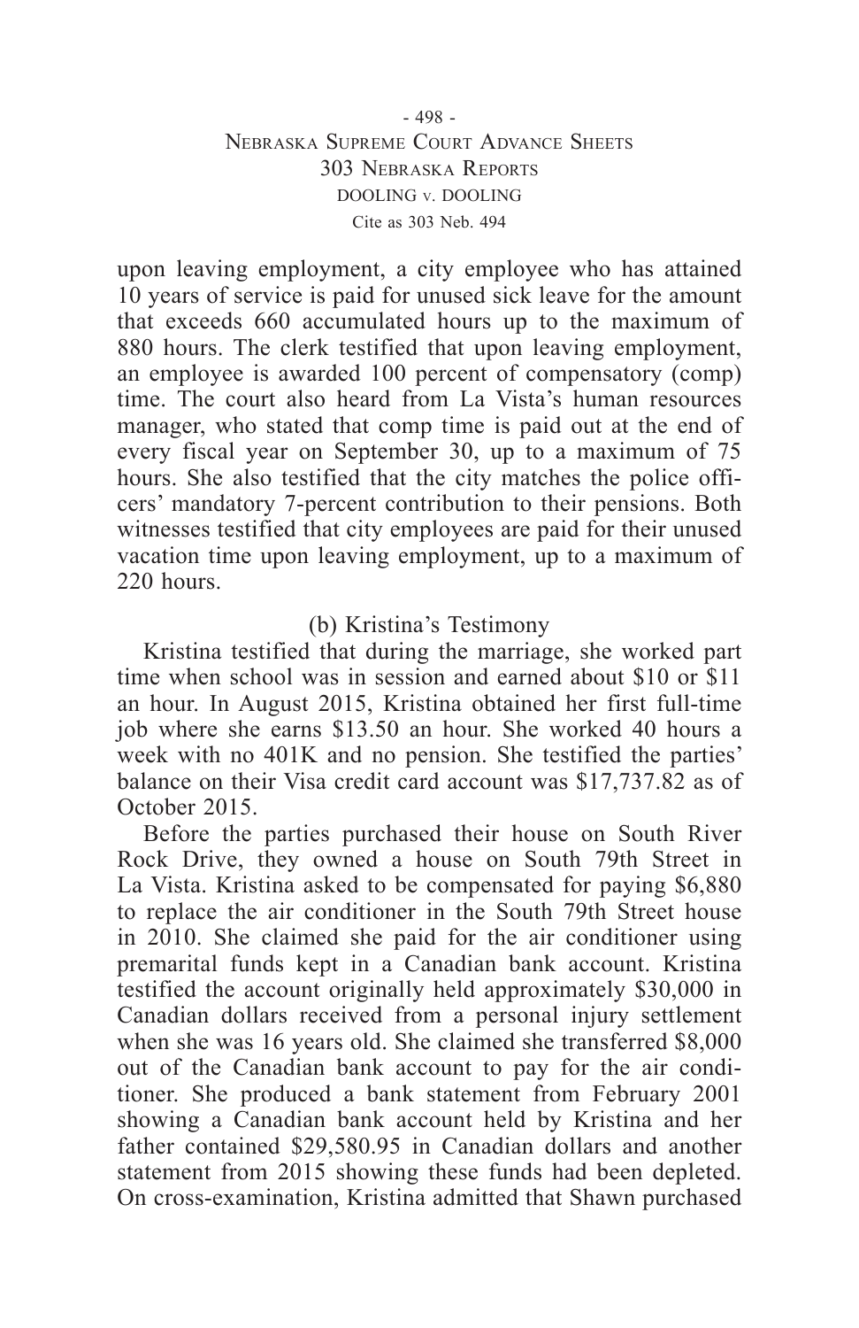upon leaving employment, a city employee who has attained 10 years of service is paid for unused sick leave for the amount that exceeds 660 accumulated hours up to the maximum of 880 hours. The clerk testified that upon leaving employment, an employee is awarded 100 percent of compensatory (comp) time. The court also heard from La Vista's human resources manager, who stated that comp time is paid out at the end of every fiscal year on September 30, up to a maximum of 75 hours. She also testified that the city matches the police officers' mandatory 7-percent contribution to their pensions. Both witnesses testified that city employees are paid for their unused vacation time upon leaving employment, up to a maximum of 220 hours.

(b) Kristina's Testimony

Kristina testified that during the marriage, she worked part time when school was in session and earned about $10 or $11 an hour. In August 2015, Kristina obtained her first full-time job where she earns $13.50 an hour. She worked 40 hours a week with no 401K and no pension. She testified the parties' balance on their Visa credit card account was $17,737.82 as of October 2015.

Before the parties purchased their house on South River Rock Drive, they owned a house on South 79th Street in La Vista. Kristina asked to be compensated for paying $6,880 to replace the air conditioner in the South 79th Street house in 2010. She claimed she paid for the air conditioner using premarital funds kept in a Canadian bank account. Kristina testified the account originally held approximately $30,000 in Canadian dollars received from a personal injury settlement when she was 16 years old. She claimed she transferred $8,000 out of the Canadian bank account to pay for the air conditioner. She produced a bank statement from February 2001 showing a Canadian bank account held by Kristina and her father contained $29,580.95 in Canadian dollars and another statement from 2015 showing these funds had been depleted. On cross-examination, Kristina admitted that Shawn purchased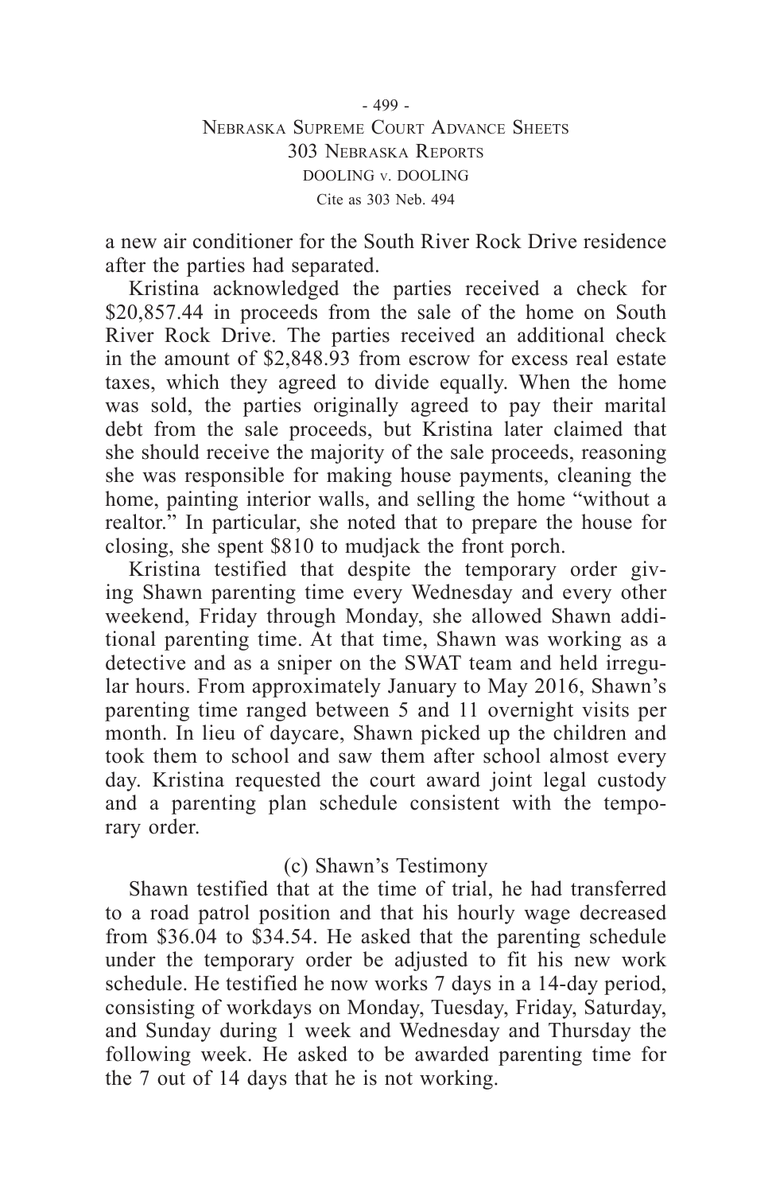a new air conditioner for the South River Rock Drive residence after the parties had separated.

Kristina acknowledged the parties received a check for $20,857.44 in proceeds from the sale of the home on South River Rock Drive. The parties received an additional check in the amount of $2,848.93 from escrow for excess real estate taxes, which they agreed to divide equally. When the home was sold, the parties originally agreed to pay their marital debt from the sale proceeds, but Kristina later claimed that she should receive the majority of the sale proceeds, reasoning she was responsible for making house payments, cleaning the home, painting interior walls, and selling the home "without a realtor." In particular, she noted that to prepare the house for closing, she spent $810 to mudjack the front porch.

Kristina testified that despite the temporary order giving Shawn parenting time every Wednesday and every other weekend, Friday through Monday, she allowed Shawn additional parenting time. At that time, Shawn was working as a detective and as a sniper on the SWAT team and held irregular hours. From approximately January to May 2016, Shawn's parenting time ranged between 5 and 11 overnight visits per month. In lieu of daycare, Shawn picked up the children and took them to school and saw them after school almost every day. Kristina requested the court award joint legal custody and a parenting plan schedule consistent with the temporary order.

### (c) Shawn's Testimony

Shawn testified that at the time of trial, he had transferred to a road patrol position and that his hourly wage decreased from $36.04 to $34.54. He asked that the parenting schedule under the temporary order be adjusted to fit his new work schedule. He testified he now works 7 days in a 14-day period, consisting of workdays on Monday, Tuesday, Friday, Saturday, and Sunday during 1 week and Wednesday and Thursday the following week. He asked to be awarded parenting time for the 7 out of 14 days that he is not working.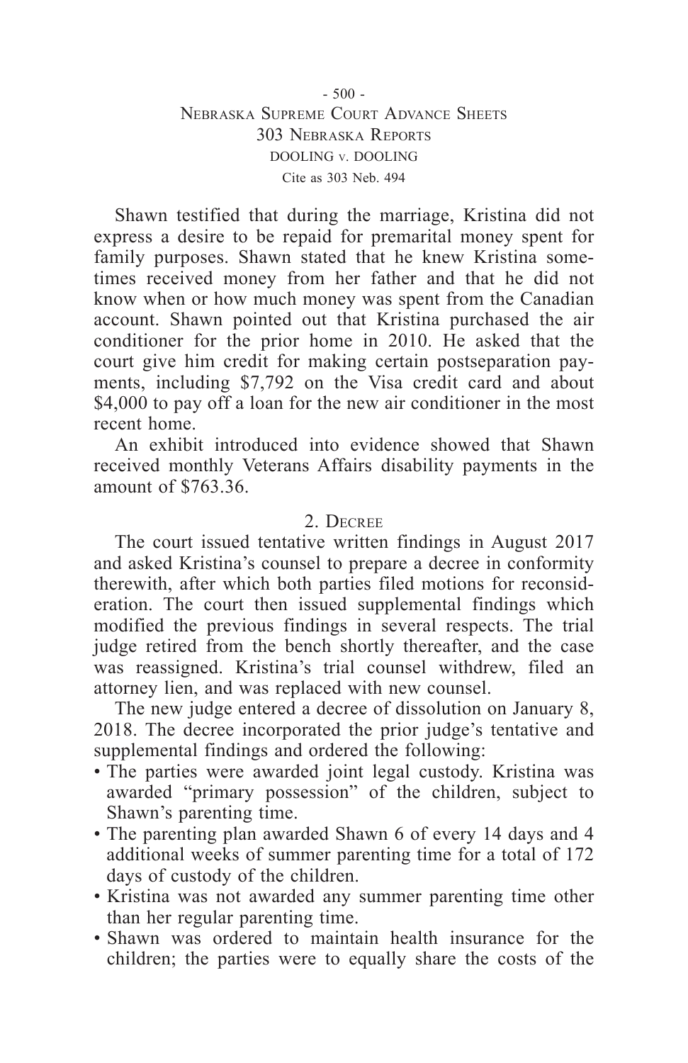Shawn testified that during the marriage, Kristina did not express a desire to be repaid for premarital money spent for family purposes. Shawn stated that he knew Kristina sometimes received money from her father and that he did not know when or how much money was spent from the Canadian account. Shawn pointed out that Kristina purchased the air conditioner for the prior home in 2010. He asked that the court give him credit for making certain postseparation payments, including $7,792 on the Visa credit card and about $4,000 to pay off a loan for the new air conditioner in the most recent home.

An exhibit introduced into evidence showed that Shawn received monthly Veterans Affairs disability payments in the amount of $763.36.

## 2. Decree

The court issued tentative written findings in August 2017 and asked Kristina's counsel to prepare a decree in conformity therewith, after which both parties filed motions for reconsideration. The court then issued supplemental findings which modified the previous findings in several respects. The trial judge retired from the bench shortly thereafter, and the case was reassigned. Kristina's trial counsel withdrew, filed an attorney lien, and was replaced with new counsel.

The new judge entered a decree of dissolution on January 8, 2018. The decree incorporated the prior judge's tentative and supplemental findings and ordered the following:

- The parties were awarded joint legal custody. Kristina was awarded "primary possession" of the children, subject to Shawn's parenting time.
- The parenting plan awarded Shawn 6 of every 14 days and 4 additional weeks of summer parenting time for a total of 172 days of custody of the children.
- Kristina was not awarded any summer parenting time other than her regular parenting time.
- Shawn was ordered to maintain health insurance for the children; the parties were to equally share the costs of the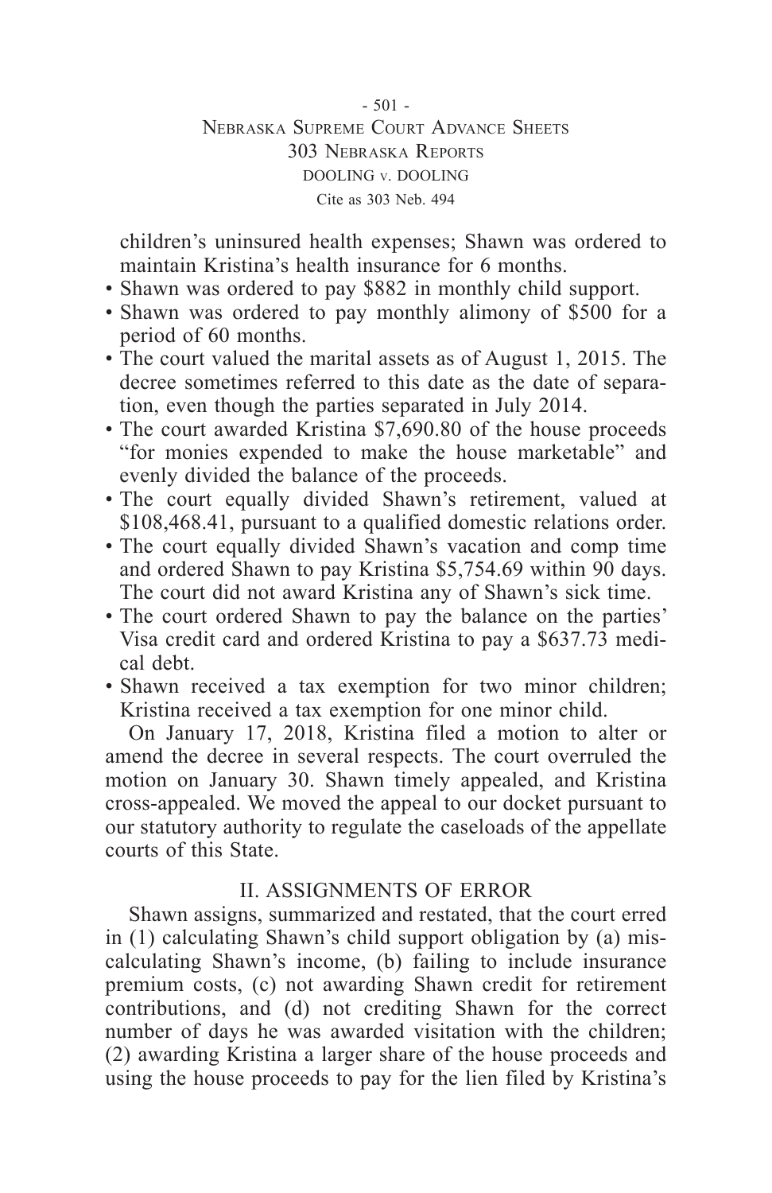children's uninsured health expenses; Shawn was ordered to maintain Kristina's health insurance for 6 months.

- Shawn was ordered to pay $882 in monthly child support.
- Shawn was ordered to pay monthly alimony of $500 for a period of 60 months.
- The court valued the marital assets as of August 1, 2015. The decree sometimes referred to this date as the date of separation, even though the parties separated in July 2014.
- The court awarded Kristina $7,690.80 of the house proceeds "for monies expended to make the house marketable" and evenly divided the balance of the proceeds.
- The court equally divided Shawn's retirement, valued at $108,468.41, pursuant to a qualified domestic relations order.
- The court equally divided Shawn's vacation and comp time and ordered Shawn to pay Kristina $5,754.69 within 90 days. The court did not award Kristina any of Shawn's sick time.
- The court ordered Shawn to pay the balance on the parties' Visa credit card and ordered Kristina to pay a $637.73 medical debt.
- Shawn received a tax exemption for two minor children; Kristina received a tax exemption for one minor child.

On January 17, 2018, Kristina filed a motion to alter or amend the decree in several respects. The court overruled the motion on January 30. Shawn timely appealed, and Kristina cross-appealed. We moved the appeal to our docket pursuant to our statutory authority to regulate the caseloads of the appellate courts of this State.

## II. ASSIGNMENTS OF ERROR

Shawn assigns, summarized and restated, that the court erred in (1) calculating Shawn's child support obligation by (a) miscalculating Shawn's income, (b) failing to include insurance premium costs, (c) not awarding Shawn credit for retirement contributions, and (d) not crediting Shawn for the correct number of days he was awarded visitation with the children; (2) awarding Kristina a larger share of the house proceeds and using the house proceeds to pay for the lien filed by Kristina's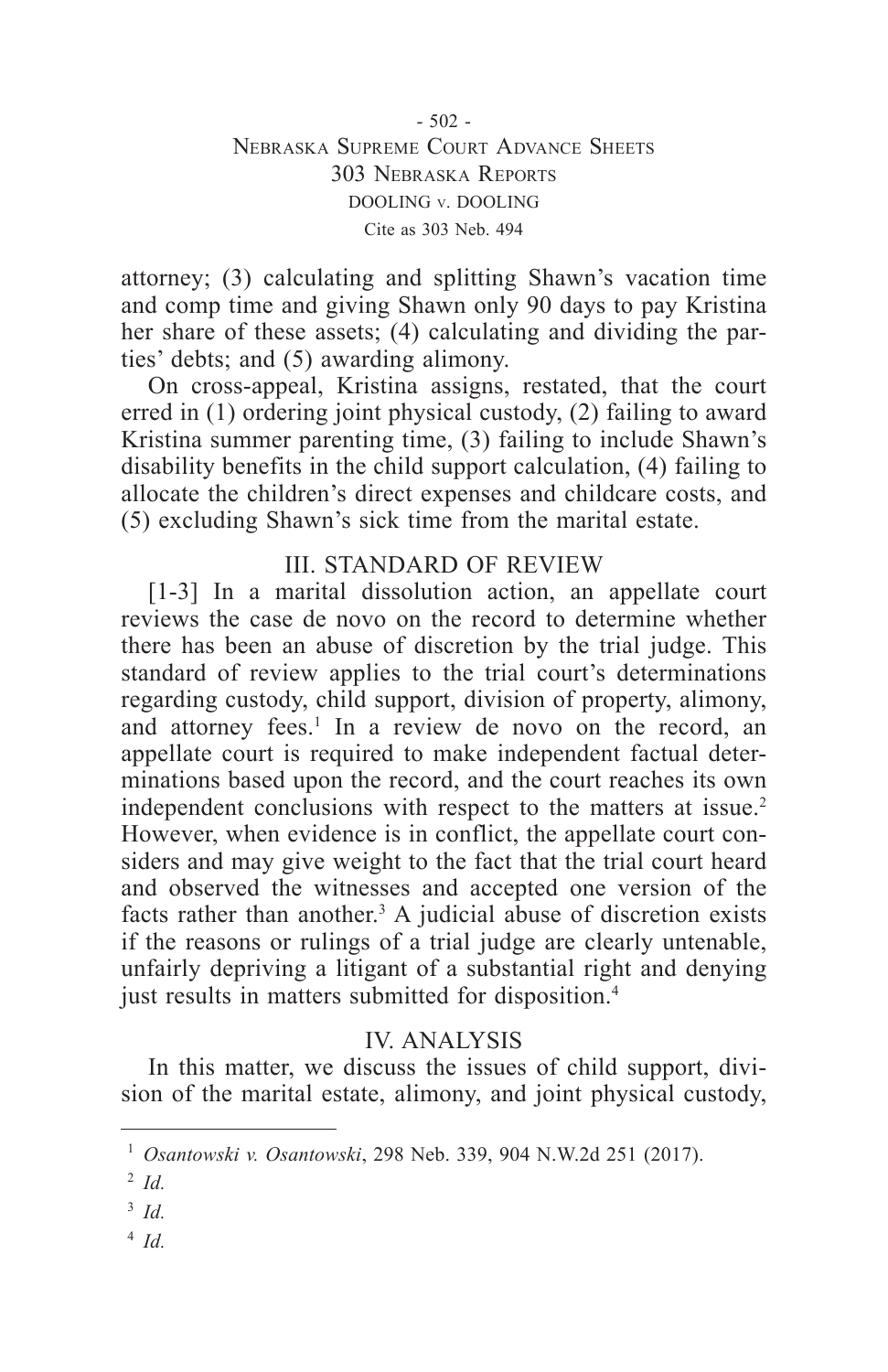attorney; (3) calculating and splitting Shawn's vacation time and comp time and giving Shawn only 90 days to pay Kristina her share of these assets; (4) calculating and dividing the parties' debts; and (5) awarding alimony.

On cross-appeal, Kristina assigns, restated, that the court erred in (1) ordering joint physical custody, (2) failing to award Kristina summer parenting time, (3) failing to include Shawn's disability benefits in the child support calculation, (4) failing to allocate the children's direct expenses and childcare costs, and (5) excluding Shawn's sick time from the marital estate.

## III. STANDARD OF REVIEW

[1-3] In a marital dissolution action, an appellate court reviews the case de novo on the record to determine whether there has been an abuse of discretion by the trial judge. This standard of review applies to the trial court's determinations regarding custody, child support, division of property, alimony, and attorney fees.[1] In a review de novo on the record, an appellate court is required to make independent factual determinations based upon the record, and the court reaches its own independent conclusions with respect to the matters at issue.[2] However, when evidence is in conflict, the appellate court considers and may give weight to the fact that the trial court heard and observed the witnesses and accepted one version of the facts rather than another.[3] A judicial abuse of discretion exists if the reasons or rulings of a trial judge are clearly untenable, unfairly depriving a litigant of a substantial right and denying just results in matters submitted for disposition.[4]

## IV. ANALYSIS

In this matter, we discuss the issues of child support, division of the marital estate, alimony, and joint physical custody,

---

[1] *Osantowski v. Osantowski*, 298 Neb. 339, 904 N.W.2d 251 (2017).

[2] *Id.*

[3] *Id.*

[4] *Id.*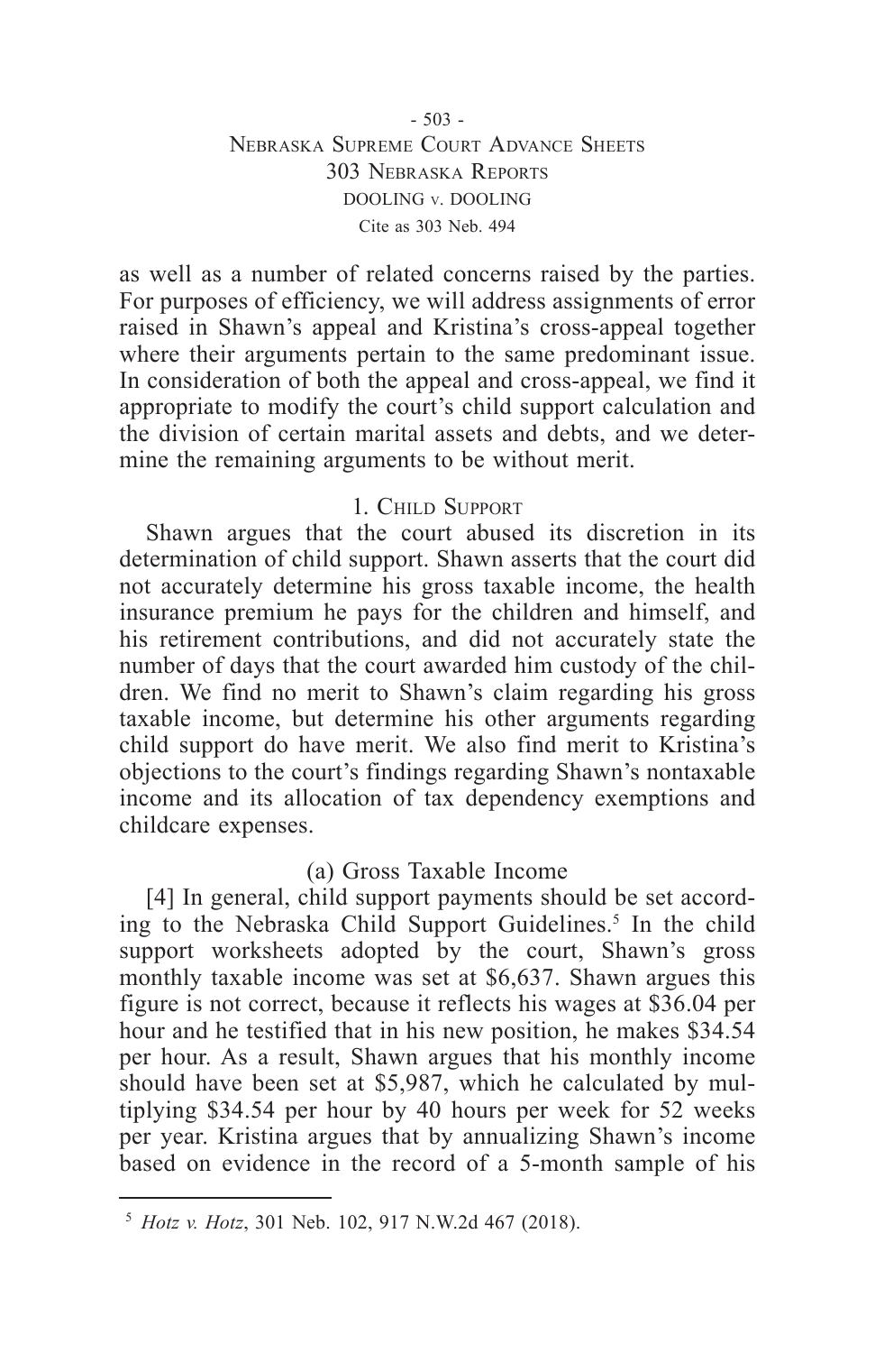as well as a number of related concerns raised by the parties. For purposes of efficiency, we will address assignments of error raised in Shawn's appeal and Kristina's cross-appeal together where their arguments pertain to the same predominant issue. In consideration of both the appeal and cross-appeal, we find it appropriate to modify the court's child support calculation and the division of certain marital assets and debts, and we determine the remaining arguments to be without merit.

## 1. Child Support

Shawn argues that the court abused its discretion in its determination of child support. Shawn asserts that the court did not accurately determine his gross taxable income, the health insurance premium he pays for the children and himself, and his retirement contributions, and did not accurately state the number of days that the court awarded him custody of the children. We find no merit to Shawn's claim regarding his gross taxable income, but determine his other arguments regarding child support do have merit. We also find merit to Kristina's objections to the court's findings regarding Shawn's nontaxable income and its allocation of tax dependency exemptions and childcare expenses.

### (a) Gross Taxable Income

[4] In general, child support payments should be set according to the Nebraska Child Support Guidelines.[5] In the child support worksheets adopted by the court, Shawn's gross monthly taxable income was set at $6,637. Shawn argues this figure is not correct, because it reflects his wages at $36.04 per hour and he testified that in his new position, he makes $34.54 per hour. As a result, Shawn argues that his monthly income should have been set at $5,987, which he calculated by multiplying $34.54 per hour by 40 hours per week for 52 weeks per year. Kristina argues that by annualizing Shawn's income based on evidence in the record of a 5-month sample of his

[5] *Hotz v. Hotz*, 301 Neb. 102, 917 N.W.2d 467 (2018).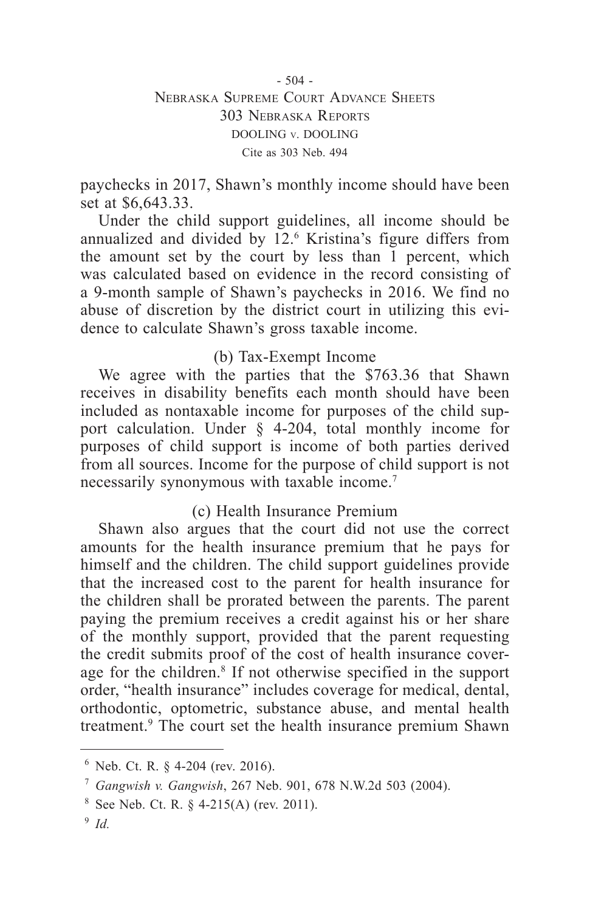paychecks in 2017, Shawn's monthly income should have been set at $6,643.33.

Under the child support guidelines, all income should be annualized and divided by 12.[6] Kristina's figure differs from the amount set by the court by less than 1 percent, which was calculated based on evidence in the record consisting of a 9-month sample of Shawn's paychecks in 2016. We find no abuse of discretion by the district court in utilizing this evidence to calculate Shawn's gross taxable income.

### (b) Tax-Exempt Income

We agree with the parties that the $763.36 that Shawn receives in disability benefits each month should have been included as nontaxable income for purposes of the child support calculation. Under § 4-204, total monthly income for purposes of child support is income of both parties derived from all sources. Income for the purpose of child support is not necessarily synonymous with taxable income.[7]

### (c) Health Insurance Premium

Shawn also argues that the court did not use the correct amounts for the health insurance premium that he pays for himself and the children. The child support guidelines provide that the increased cost to the parent for health insurance for the children shall be prorated between the parents. The parent paying the premium receives a credit against his or her share of the monthly support, provided that the parent requesting the credit submits proof of the cost of health insurance coverage for the children.[8] If not otherwise specified in the support order, "health insurance" includes coverage for medical, dental, orthodontic, optometric, substance abuse, and mental health treatment.[9] The court set the health insurance premium Shawn

---

[6] Neb. Ct. R. § 4-204 (rev. 2016).

[7] *Gangwish v. Gangwish*, 267 Neb. 901, 678 N.W.2d 503 (2004).

[8] See Neb. Ct. R. § 4-215(A) (rev. 2011).

[9] *Id.*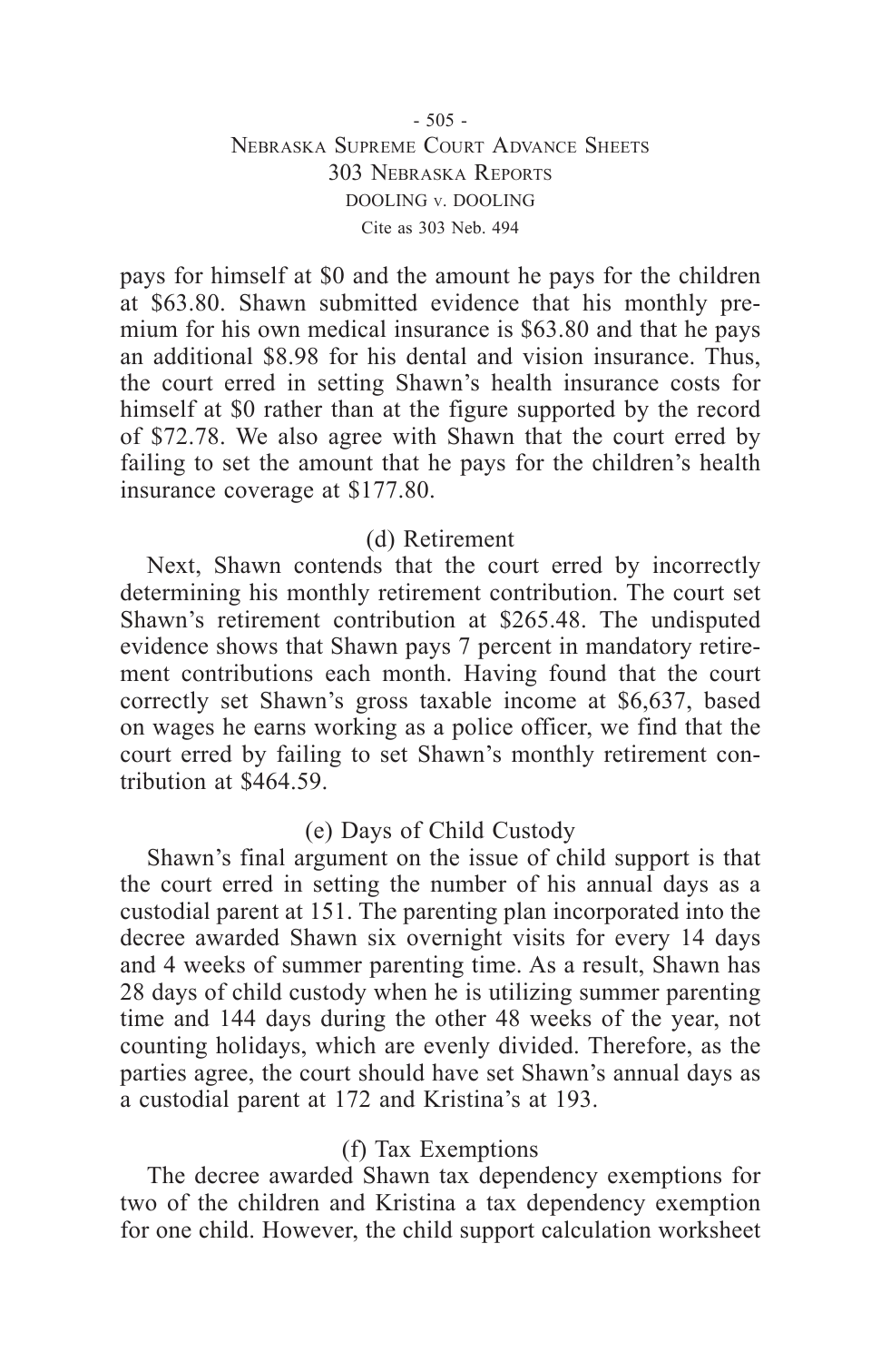pays for himself at $0 and the amount he pays for the children at $63.80. Shawn submitted evidence that his monthly premium for his own medical insurance is $63.80 and that he pays an additional $8.98 for his dental and vision insurance. Thus, the court erred in setting Shawn's health insurance costs for himself at $0 rather than at the figure supported by the record of $72.78. We also agree with Shawn that the court erred by failing to set the amount that he pays for the children's health insurance coverage at $177.80.

### (d) Retirement

Next, Shawn contends that the court erred by incorrectly determining his monthly retirement contribution. The court set Shawn's retirement contribution at $265.48. The undisputed evidence shows that Shawn pays 7 percent in mandatory retirement contributions each month. Having found that the court correctly set Shawn's gross taxable income at $6,637, based on wages he earns working as a police officer, we find that the court erred by failing to set Shawn's monthly retirement contribution at $464.59.

### (e) Days of Child Custody

Shawn's final argument on the issue of child support is that the court erred in setting the number of his annual days as a custodial parent at 151. The parenting plan incorporated into the decree awarded Shawn six overnight visits for every 14 days and 4 weeks of summer parenting time. As a result, Shawn has 28 days of child custody when he is utilizing summer parenting time and 144 days during the other 48 weeks of the year, not counting holidays, which are evenly divided. Therefore, as the parties agree, the court should have set Shawn's annual days as a custodial parent at 172 and Kristina's at 193.

### (f) Tax Exemptions

The decree awarded Shawn tax dependency exemptions for two of the children and Kristina a tax dependency exemption for one child. However, the child support calculation worksheet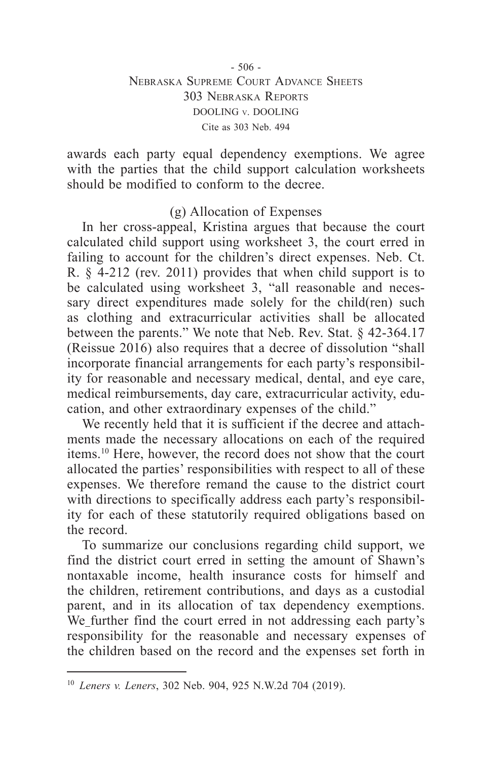awards each party equal dependency exemptions. We agree with the parties that the child support calculation worksheets should be modified to conform to the decree.

### (g) Allocation of Expenses

In her cross-appeal, Kristina argues that because the court calculated child support using worksheet 3, the court erred in failing to account for the children's direct expenses. Neb. Ct. R. § 4-212 (rev. 2011) provides that when child support is to be calculated using worksheet 3, "all reasonable and necessary direct expenditures made solely for the child(ren) such as clothing and extracurricular activities shall be allocated between the parents." We note that Neb. Rev. Stat. § 42-364.17 (Reissue 2016) also requires that a decree of dissolution "shall incorporate financial arrangements for each party's responsibility for reasonable and necessary medical, dental, and eye care, medical reimbursements, day care, extracurricular activity, education, and other extraordinary expenses of the child."

We recently held that it is sufficient if the decree and attachments made the necessary allocations on each of the required items.[10] Here, however, the record does not show that the court allocated the parties' responsibilities with respect to all of these expenses. We therefore remand the cause to the district court with directions to specifically address each party's responsibility for each of these statutorily required obligations based on the record.

To summarize our conclusions regarding child support, we find the district court erred in setting the amount of Shawn's nontaxable income, health insurance costs for himself and the children, retirement contributions, and days as a custodial parent, and in its allocation of tax dependency exemptions. We further find the court erred in not addressing each party's responsibility for the reasonable and necessary expenses of the children based on the record and the expenses set forth in

---

[10] *Leners v. Leners*, 302 Neb. 904, 925 N.W.2d 704 (2019).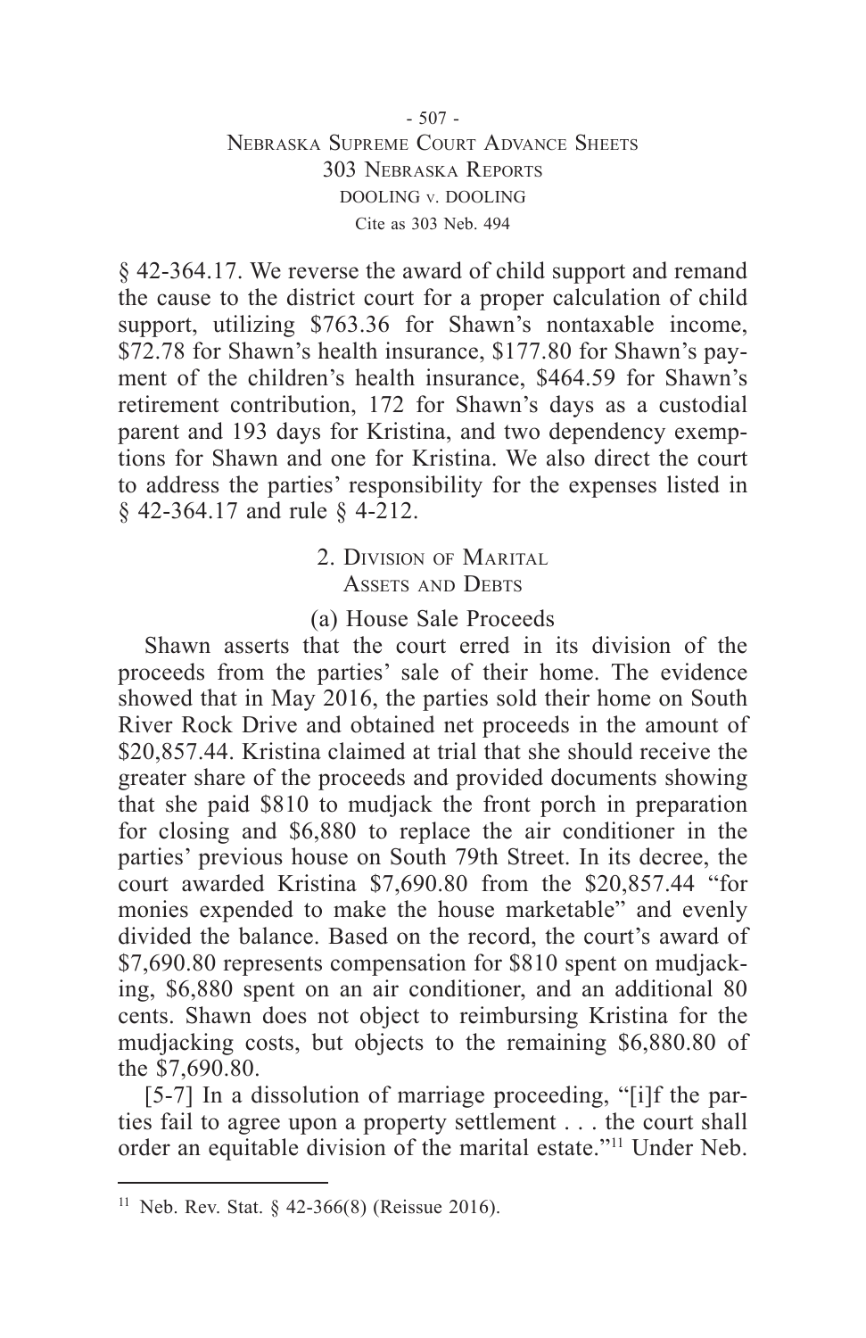§ 42-364.17. We reverse the award of child support and remand the cause to the district court for a proper calculation of child support, utilizing $763.36 for Shawn's nontaxable income, $72.78 for Shawn's health insurance, $177.80 for Shawn's payment of the children's health insurance, $464.59 for Shawn's retirement contribution, 172 for Shawn's days as a custodial parent and 193 days for Kristina, and two dependency exemptions for Shawn and one for Kristina. We also direct the court to address the parties' responsibility for the expenses listed in § 42-364.17 and rule § 4-212.

### 2. Division of Marital Assets and Debts

#### (a) House Sale Proceeds

Shawn asserts that the court erred in its division of the proceeds from the parties' sale of their home. The evidence showed that in May 2016, the parties sold their home on South River Rock Drive and obtained net proceeds in the amount of $20,857.44. Kristina claimed at trial that she should receive the greater share of the proceeds and provided documents showing that she paid $810 to mudjack the front porch in preparation for closing and $6,880 to replace the air conditioner in the parties' previous house on South 79th Street. In its decree, the court awarded Kristina $7,690.80 from the $20,857.44 "for monies expended to make the house marketable" and evenly divided the balance. Based on the record, the court's award of $7,690.80 represents compensation for $810 spent on mudjacking, $6,880 spent on an air conditioner, and an additional 80 cents. Shawn does not object to reimbursing Kristina for the mudjacking costs, but objects to the remaining $6,880.80 of the $7,690.80.

[5-7] In a dissolution of marriage proceeding, "[i]f the parties fail to agree upon a property settlement . . . the court shall order an equitable division of the marital estate."[11] Under Neb.

---

[11] Neb. Rev. Stat. § 42-366(8) (Reissue 2016).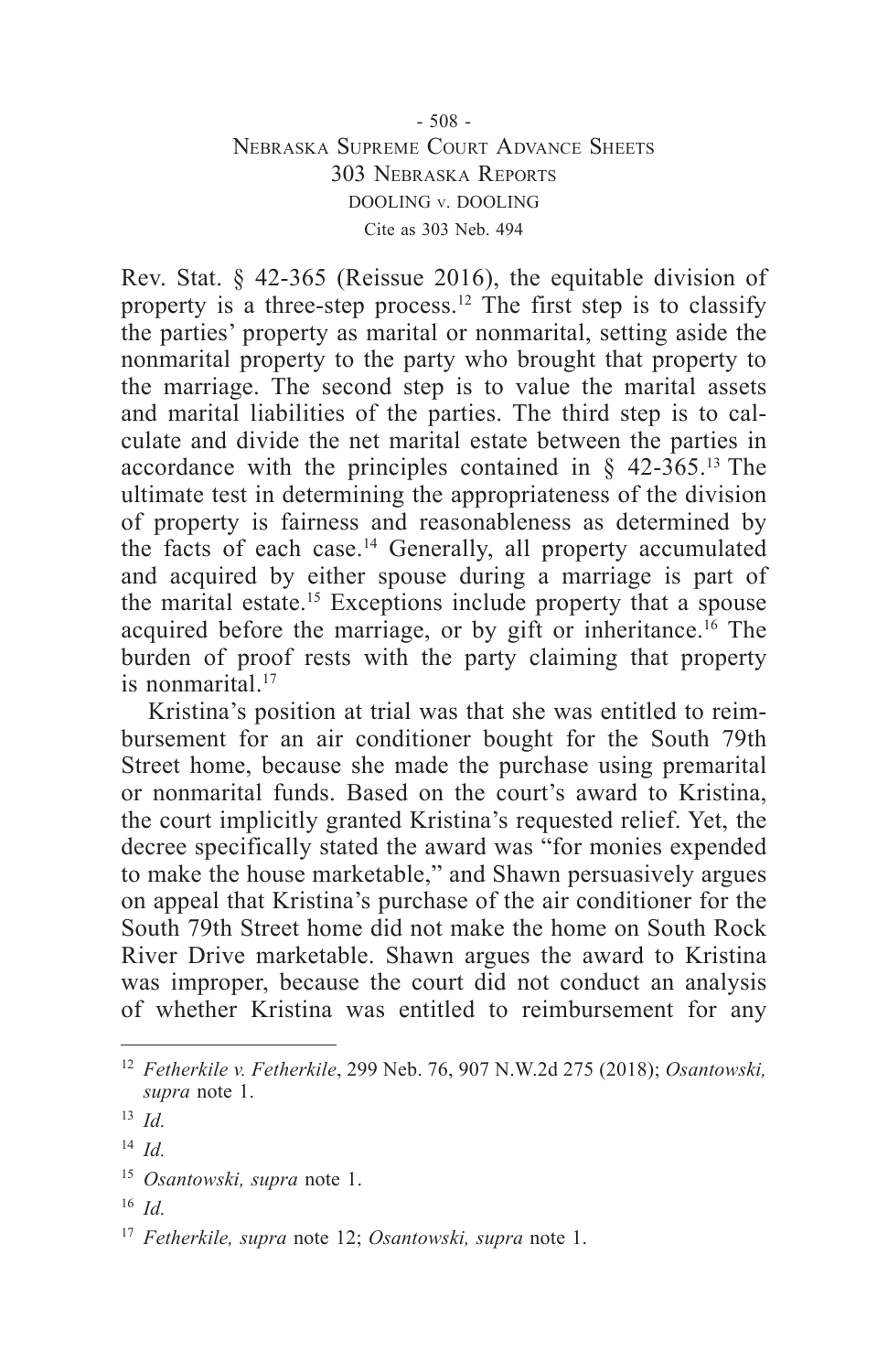Rev. Stat. § 42-365 (Reissue 2016), the equitable division of property is a three-step process.[12] The first step is to classify the parties' property as marital or nonmarital, setting aside the nonmarital property to the party who brought that property to the marriage. The second step is to value the marital assets and marital liabilities of the parties. The third step is to calculate and divide the net marital estate between the parties in accordance with the principles contained in § 42-365.[13] The ultimate test in determining the appropriateness of the division of property is fairness and reasonableness as determined by the facts of each case.[14] Generally, all property accumulated and acquired by either spouse during a marriage is part of the marital estate.[15] Exceptions include property that a spouse acquired before the marriage, or by gift or inheritance.[16] The burden of proof rests with the party claiming that property is nonmarital.[17]

Kristina's position at trial was that she was entitled to reimbursement for an air conditioner bought for the South 79th Street home, because she made the purchase using premarital or nonmarital funds. Based on the court's award to Kristina, the court implicitly granted Kristina's requested relief. Yet, the decree specifically stated the award was "for monies expended to make the house marketable," and Shawn persuasively argues on appeal that Kristina's purchase of the air conditioner for the South 79th Street home did not make the home on South Rock River Drive marketable. Shawn argues the award to Kristina was improper, because the court did not conduct an analysis of whether Kristina was entitled to reimbursement for any

---

[12] *Fetherkile v. Fetherkile*, 299 Neb. 76, 907 N.W.2d 275 (2018); *Osantowski, supra* note 1.

[13] *Id.*

[14] *Id.*

[15] *Osantowski, supra* note 1.

[16] *Id.*

[17] *Fetherkile, supra* note 12; *Osantowski, supra* note 1.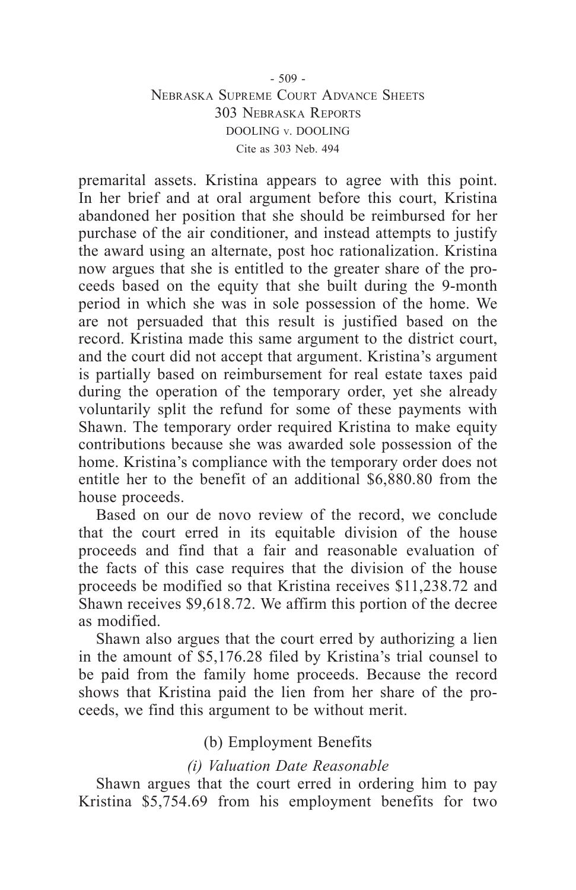premarital assets. Kristina appears to agree with this point. In her brief and at oral argument before this court, Kristina abandoned her position that she should be reimbursed for her purchase of the air conditioner, and instead attempts to justify the award using an alternate, post hoc rationalization. Kristina now argues that she is entitled to the greater share of the proceeds based on the equity that she built during the 9-month period in which she was in sole possession of the home. We are not persuaded that this result is justified based on the record. Kristina made this same argument to the district court, and the court did not accept that argument. Kristina's argument is partially based on reimbursement for real estate taxes paid during the operation of the temporary order, yet she already voluntarily split the refund for some of these payments with Shawn. The temporary order required Kristina to make equity contributions because she was awarded sole possession of the home. Kristina's compliance with the temporary order does not entitle her to the benefit of an additional $6,880.80 from the house proceeds.

Based on our de novo review of the record, we conclude that the court erred in its equitable division of the house proceeds and find that a fair and reasonable evaluation of the facts of this case requires that the division of the house proceeds be modified so that Kristina receives $11,238.72 and Shawn receives $9,618.72. We affirm this portion of the decree as modified.

Shawn also argues that the court erred by authorizing a lien in the amount of $5,176.28 filed by Kristina's trial counsel to be paid from the family home proceeds. Because the record shows that Kristina paid the lien from her share of the proceeds, we find this argument to be without merit.

### (b) Employment Benefits

#### *(i) Valuation Date Reasonable*

Shawn argues that the court erred in ordering him to pay Kristina $5,754.69 from his employment benefits for two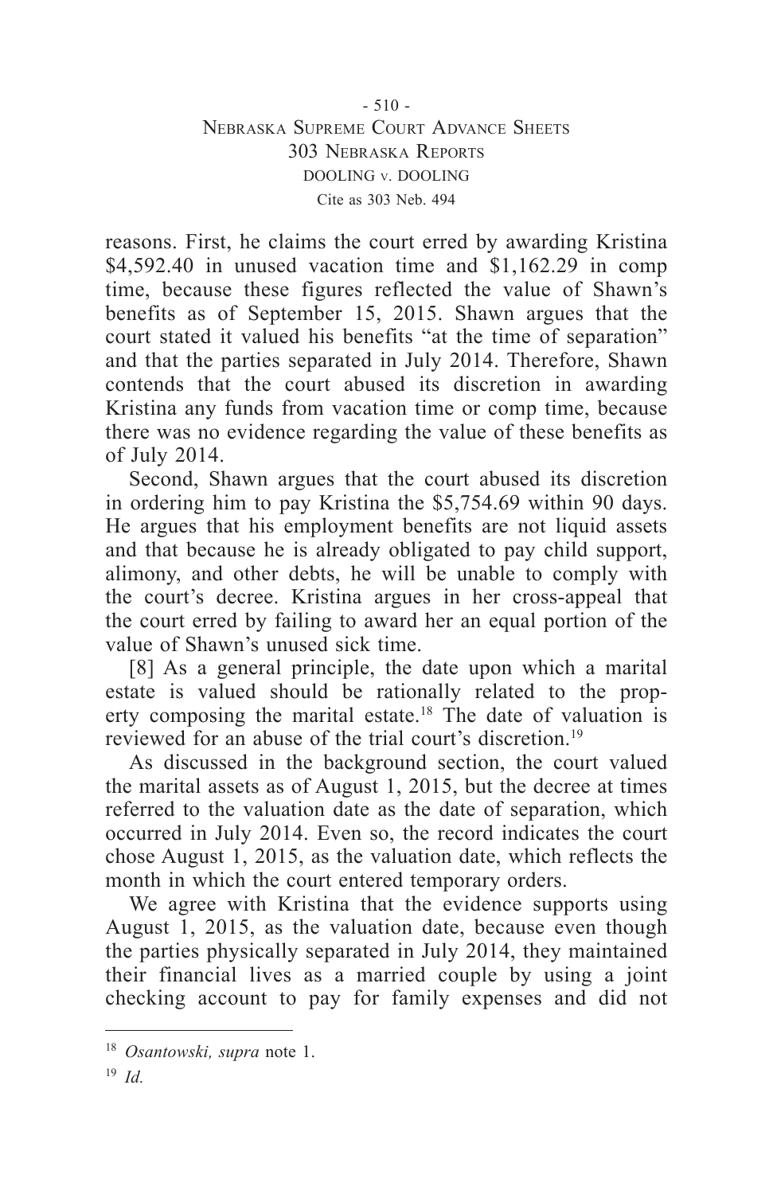reasons. First, he claims the court erred by awarding Kristina $4,592.40 in unused vacation time and $1,162.29 in comp time, because these figures reflected the value of Shawn's benefits as of September 15, 2015. Shawn argues that the court stated it valued his benefits "at the time of separation" and that the parties separated in July 2014. Therefore, Shawn contends that the court abused its discretion in awarding Kristina any funds from vacation time or comp time, because there was no evidence regarding the value of these benefits as of July 2014.

Second, Shawn argues that the court abused its discretion in ordering him to pay Kristina the $5,754.69 within 90 days. He argues that his employment benefits are not liquid assets and that because he is already obligated to pay child support, alimony, and other debts, he will be unable to comply with the court's decree. Kristina argues in her cross-appeal that the court erred by failing to award her an equal portion of the value of Shawn's unused sick time.

[8] As a general principle, the date upon which a marital estate is valued should be rationally related to the property composing the marital estate.[18] The date of valuation is reviewed for an abuse of the trial court's discretion.[19]

As discussed in the background section, the court valued the marital assets as of August 1, 2015, but the decree at times referred to the valuation date as the date of separation, which occurred in July 2014. Even so, the record indicates the court chose August 1, 2015, as the valuation date, which reflects the month in which the court entered temporary orders.

We agree with Kristina that the evidence supports using August 1, 2015, as the valuation date, because even though the parties physically separated in July 2014, they maintained their financial lives as a married couple by using a joint checking account to pay for family expenses and did not

---

[18] *Osantowski, supra* note 1.

[19] *Id.*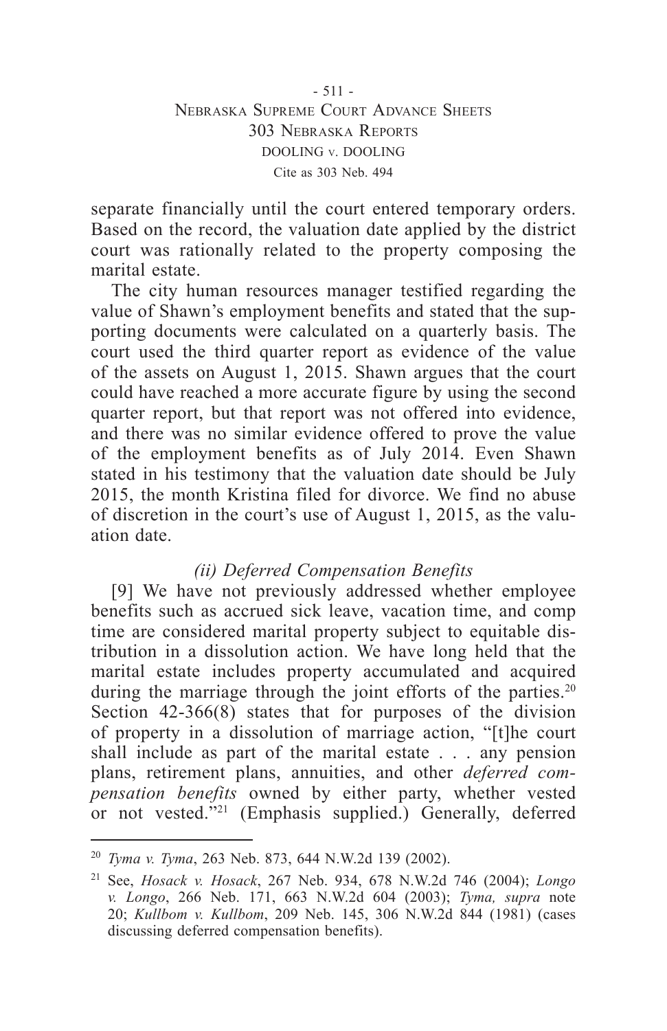separate financially until the court entered temporary orders. Based on the record, the valuation date applied by the district court was rationally related to the property composing the marital estate.

The city human resources manager testified regarding the value of Shawn's employment benefits and stated that the supporting documents were calculated on a quarterly basis. The court used the third quarter report as evidence of the value of the assets on August 1, 2015. Shawn argues that the court could have reached a more accurate figure by using the second quarter report, but that report was not offered into evidence, and there was no similar evidence offered to prove the value of the employment benefits as of July 2014. Even Shawn stated in his testimony that the valuation date should be July 2015, the month Kristina filed for divorce. We find no abuse of discretion in the court's use of August 1, 2015, as the valuation date.

*(ii) Deferred Compensation Benefits*

[9] We have not previously addressed whether employee benefits such as accrued sick leave, vacation time, and comp time are considered marital property subject to equitable distribution in a dissolution action. We have long held that the marital estate includes property accumulated and acquired during the marriage through the joint efforts of the parties.[20] Section 42-366(8) states that for purposes of the division of property in a dissolution of marriage action, "[t]he court shall include as part of the marital estate . . . any pension plans, retirement plans, annuities, and other *deferred compensation benefits* owned by either party, whether vested or not vested."[21] (Emphasis supplied.) Generally, deferred

---

[20] *Tyma v. Tyma*, 263 Neb. 873, 644 N.W.2d 139 (2002).

[21] See, *Hosack v. Hosack*, 267 Neb. 934, 678 N.W.2d 746 (2004); *Longo v. Longo*, 266 Neb. 171, 663 N.W.2d 604 (2003); *Tyma, supra* note 20; *Kullbom v. Kullbom*, 209 Neb. 145, 306 N.W.2d 844 (1981) (cases discussing deferred compensation benefits).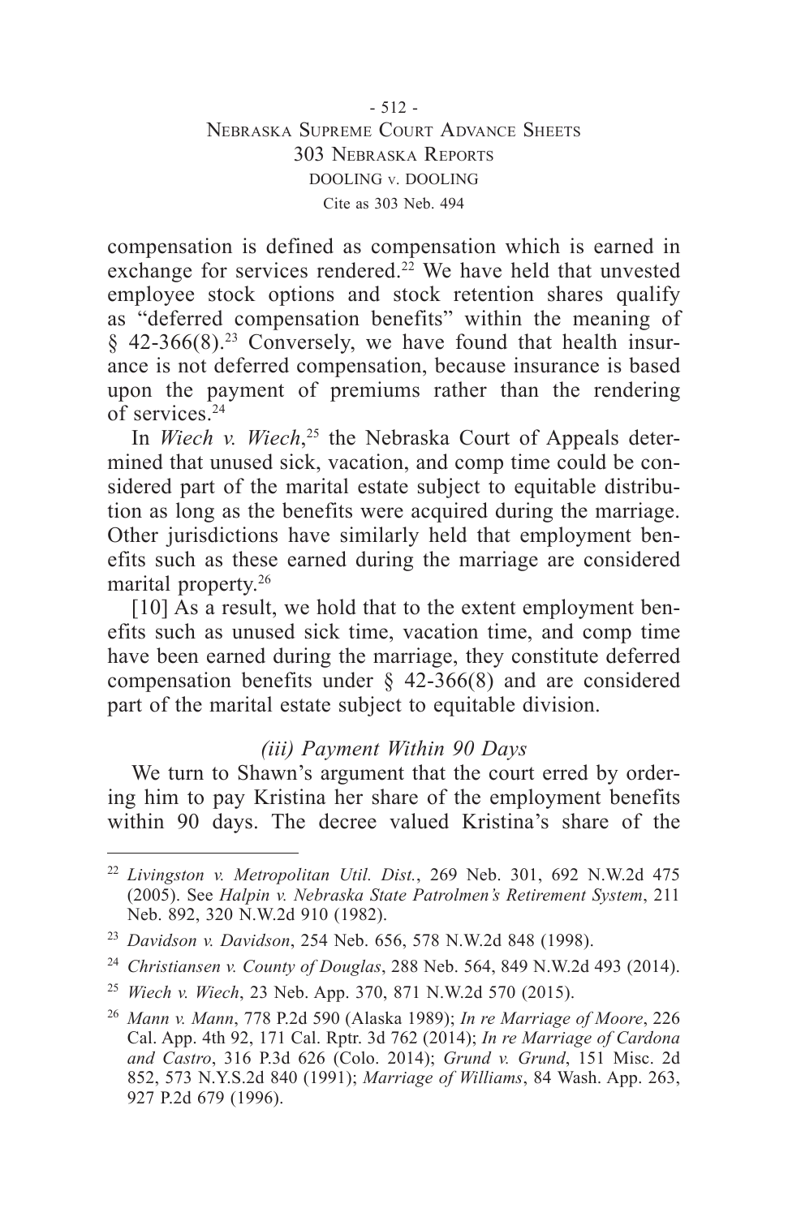compensation is defined as compensation which is earned in exchange for services rendered.[22] We have held that unvested employee stock options and stock retention shares qualify as "deferred compensation benefits" within the meaning of § 42-366(8).[23] Conversely, we have found that health insurance is not deferred compensation, because insurance is based upon the payment of premiums rather than the rendering of services.[24]

In *Wiech v. Wiech*,[25] the Nebraska Court of Appeals determined that unused sick, vacation, and comp time could be considered part of the marital estate subject to equitable distribution as long as the benefits were acquired during the marriage. Other jurisdictions have similarly held that employment benefits such as these earned during the marriage are considered marital property.[26]

[10] As a result, we hold that to the extent employment benefits such as unused sick time, vacation time, and comp time have been earned during the marriage, they constitute deferred compensation benefits under § 42-366(8) and are considered part of the marital estate subject to equitable division.

*(iii) Payment Within 90 Days*

We turn to Shawn's argument that the court erred by ordering him to pay Kristina her share of the employment benefits within 90 days. The decree valued Kristina's share of the

---

[22] *Livingston v. Metropolitan Util. Dist.*, 269 Neb. 301, 692 N.W.2d 475 (2005). See *Halpin v. Nebraska State Patrolmen's Retirement System*, 211 Neb. 892, 320 N.W.2d 910 (1982).

[23] *Davidson v. Davidson*, 254 Neb. 656, 578 N.W.2d 848 (1998).

[24] *Christiansen v. County of Douglas*, 288 Neb. 564, 849 N.W.2d 493 (2014).

[25] *Wiech v. Wiech*, 23 Neb. App. 370, 871 N.W.2d 570 (2015).

[26] *Mann v. Mann*, 778 P.2d 590 (Alaska 1989); *In re Marriage of Moore*, 226 Cal. App. 4th 92, 171 Cal. Rptr. 3d 762 (2014); *In re Marriage of Cardona and Castro*, 316 P.3d 626 (Colo. 2014); *Grund v. Grund*, 151 Misc. 2d 852, 573 N.Y.S.2d 840 (1991); *Marriage of Williams*, 84 Wash. App. 263, 927 P.2d 679 (1996).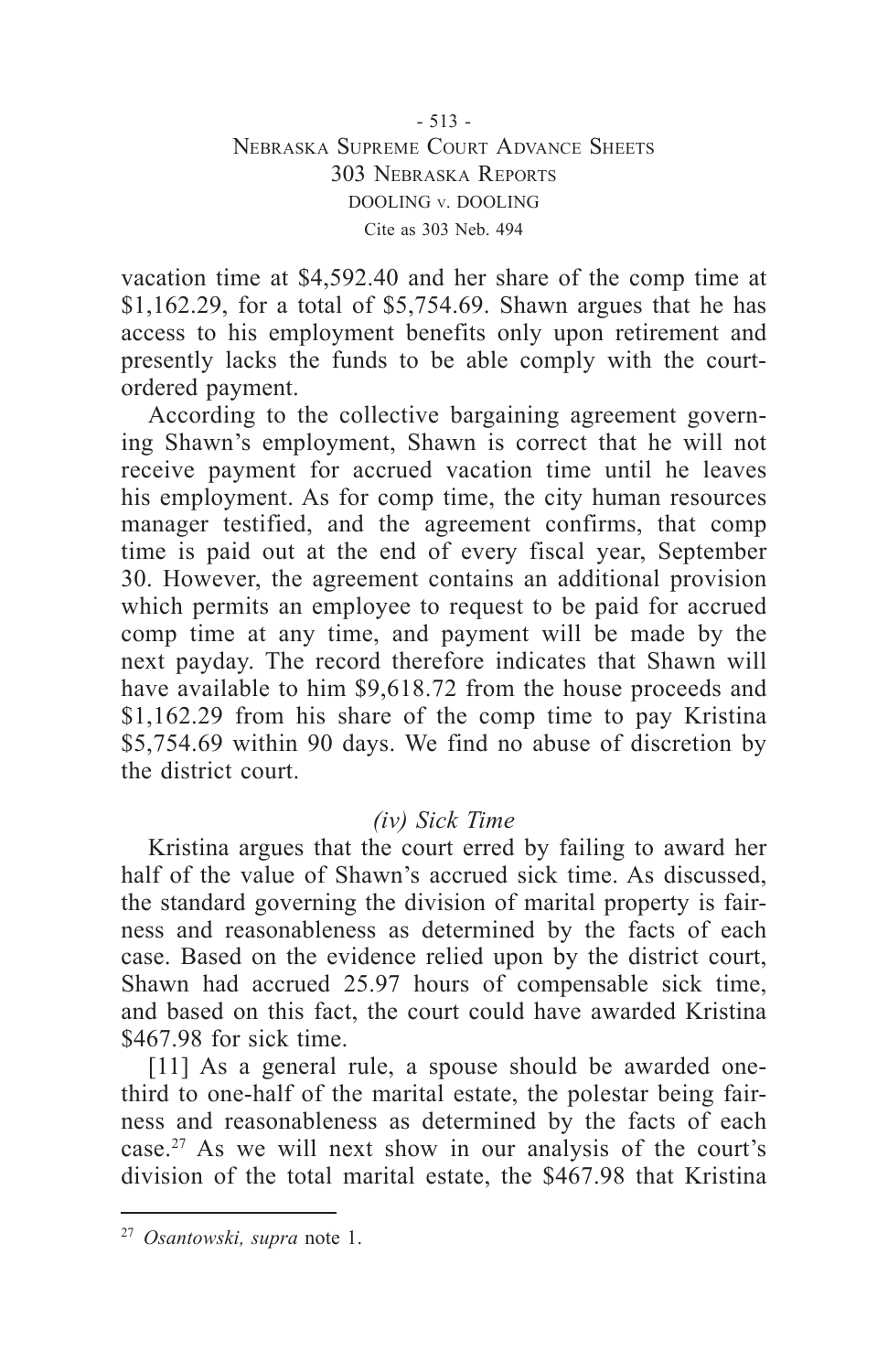vacation time at $4,592.40 and her share of the comp time at $1,162.29, for a total of $5,754.69. Shawn argues that he has access to his employment benefits only upon retirement and presently lacks the funds to be able comply with the court-ordered payment.

According to the collective bargaining agreement governing Shawn's employment, Shawn is correct that he will not receive payment for accrued vacation time until he leaves his employment. As for comp time, the city human resources manager testified, and the agreement confirms, that comp time is paid out at the end of every fiscal year, September 30. However, the agreement contains an additional provision which permits an employee to request to be paid for accrued comp time at any time, and payment will be made by the next payday. The record therefore indicates that Shawn will have available to him $9,618.72 from the house proceeds and $1,162.29 from his share of the comp time to pay Kristina $5,754.69 within 90 days. We find no abuse of discretion by the district court.

*(iv) Sick Time*

Kristina argues that the court erred by failing to award her half of the value of Shawn's accrued sick time. As discussed, the standard governing the division of marital property is fairness and reasonableness as determined by the facts of each case. Based on the evidence relied upon by the district court, Shawn had accrued 25.97 hours of compensable sick time, and based on this fact, the court could have awarded Kristina $467.98 for sick time.

[11] As a general rule, a spouse should be awarded one-third to one-half of the marital estate, the polestar being fairness and reasonableness as determined by the facts of each case.[27] As we will next show in our analysis of the court's division of the total marital estate, the $467.98 that Kristina

---

[27] *Osantowski, supra* note 1.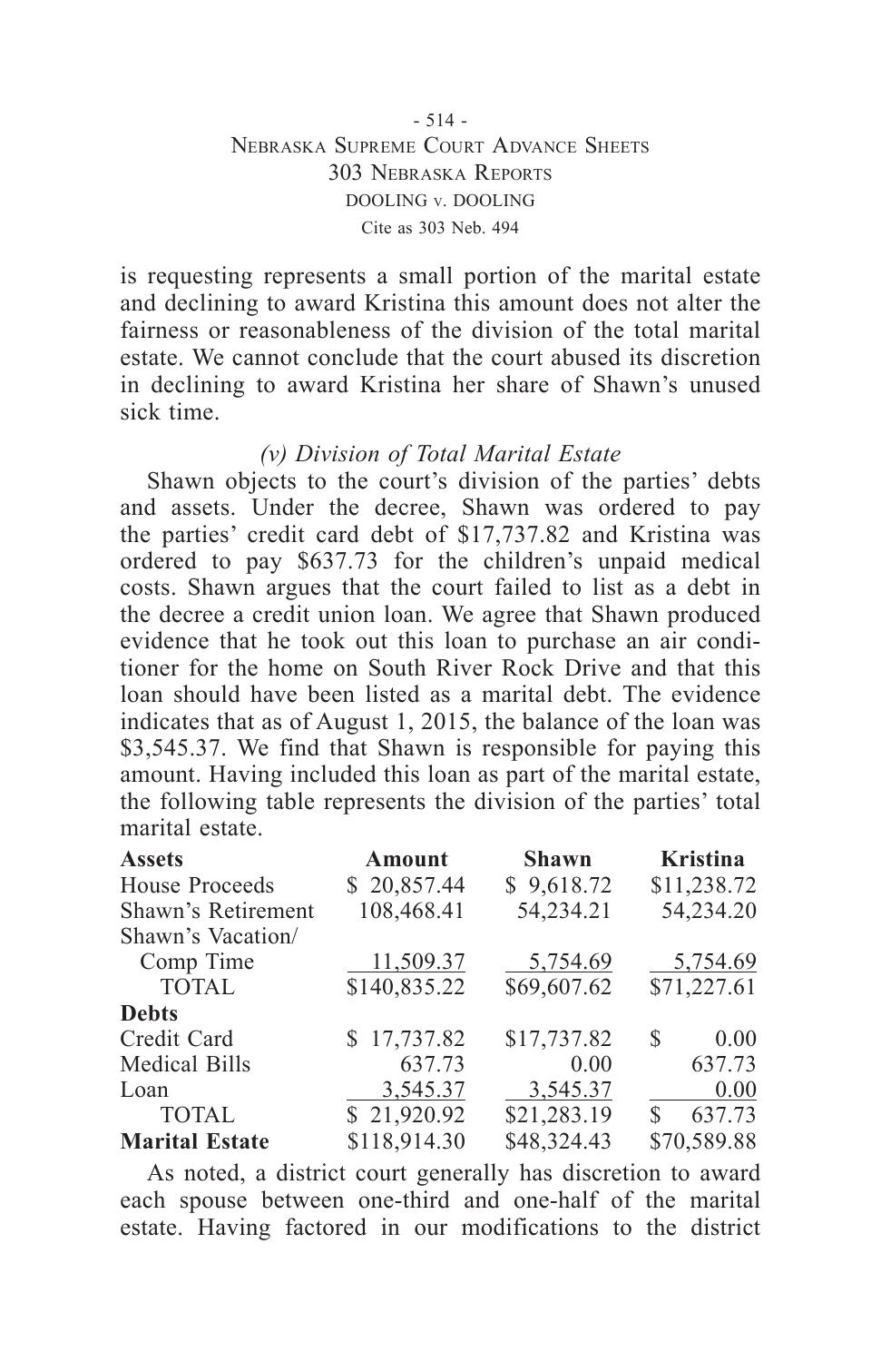is requesting represents a small portion of the marital estate and declining to award Kristina this amount does not alter the fairness or reasonableness of the division of the total marital estate. We cannot conclude that the court abused its discretion in declining to award Kristina her share of Shawn's unused sick time.

*(v) Division of Total Marital Estate*

Shawn objects to the court's division of the parties' debts and assets. Under the decree, Shawn was ordered to pay the parties' credit card debt of $17,737.82 and Kristina was ordered to pay $637.73 for the children's unpaid medical costs. Shawn argues that the court failed to list as a debt in the decree a credit union loan. We agree that Shawn produced evidence that he took out this loan to purchase an air conditioner for the home on South River Rock Drive and that this loan should have been listed as a marital debt. The evidence indicates that as of August 1, 2015, the balance of the loan was $3,545.37. We find that Shawn is responsible for paying this amount. Having included this loan as part of the marital estate, the following table represents the division of the parties' total marital estate.

| **Assets** | **Amount** | **Shawn** | **Kristina** |
|---|---|---|---|
| House Proceeds | $ 20,857.44 | $ 9,618.72 | $11,238.72 |
| Shawn's Retirement | 108,468.41 | 54,234.21 | 54,234.20 |
| Shawn's Vacation/ Comp Time | 11,509.37 | 5,754.69 | 5,754.69 |
| TOTAL | $140,835.22 | $69,607.62 | $71,227.61 |
| **Debts** | | | |
| Credit Card | $ 17,737.82 | $17,737.82 | $ 0.00 |
| Medical Bills | 637.73 | 0.00 | 637.73 |
| Loan | 3,545.37 | 3,545.37 | 0.00 |
| TOTAL | $ 21,920.92 | $21,283.19 | $ 637.73 |
| **Marital Estate** | $118,914.30 | $48,324.43 | $70,589.88 |

As noted, a district court generally has discretion to award each spouse between one-third and one-half of the marital estate. Having factored in our modifications to the district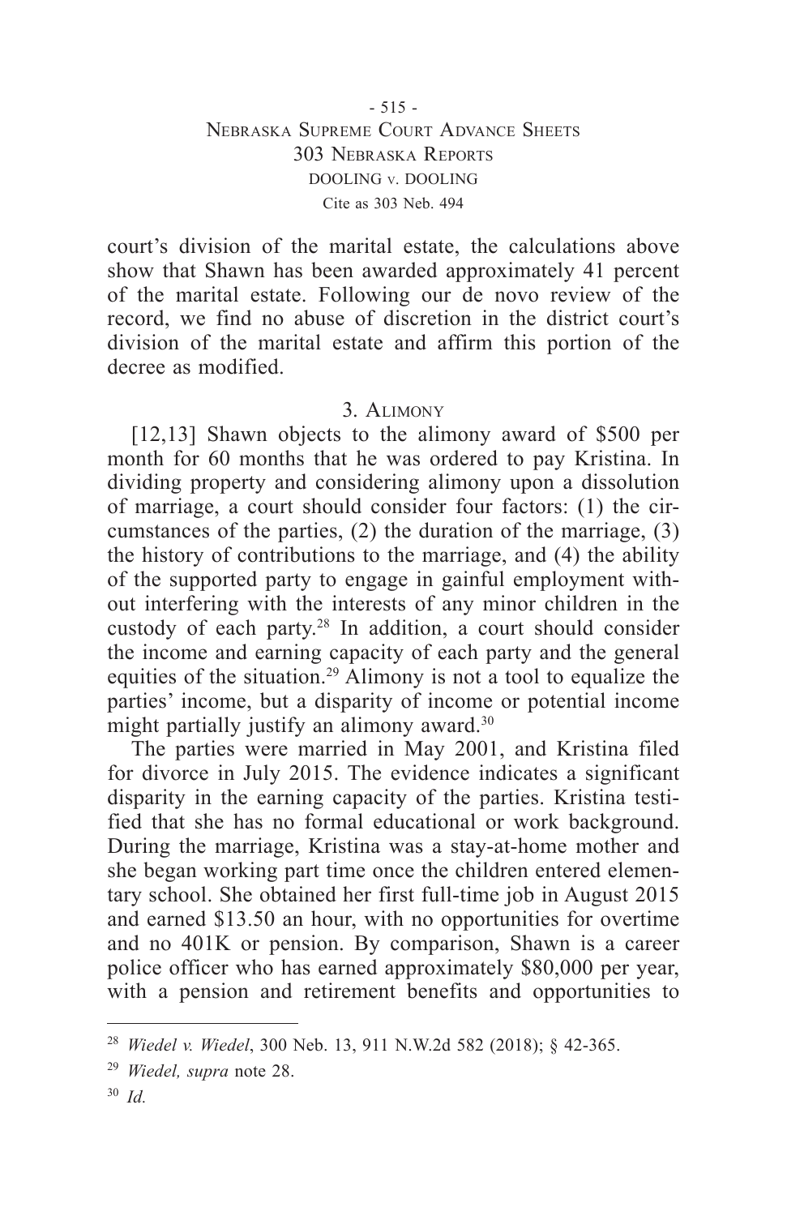court's division of the marital estate, the calculations above show that Shawn has been awarded approximately 41 percent of the marital estate. Following our de novo review of the record, we find no abuse of discretion in the district court's division of the marital estate and affirm this portion of the decree as modified.

### 3. Alimony

[12,13] Shawn objects to the alimony award of $500 per month for 60 months that he was ordered to pay Kristina. In dividing property and considering alimony upon a dissolution of marriage, a court should consider four factors: (1) the circumstances of the parties, (2) the duration of the marriage, (3) the history of contributions to the marriage, and (4) the ability of the supported party to engage in gainful employment without interfering with the interests of any minor children in the custody of each party.[28] In addition, a court should consider the income and earning capacity of each party and the general equities of the situation.[29] Alimony is not a tool to equalize the parties' income, but a disparity of income or potential income might partially justify an alimony award.[30]

The parties were married in May 2001, and Kristina filed for divorce in July 2015. The evidence indicates a significant disparity in the earning capacity of the parties. Kristina testified that she has no formal educational or work background. During the marriage, Kristina was a stay-at-home mother and she began working part time once the children entered elementary school. She obtained her first full-time job in August 2015 and earned $13.50 an hour, with no opportunities for overtime and no 401K or pension. By comparison, Shawn is a career police officer who has earned approximately $80,000 per year, with a pension and retirement benefits and opportunities to

---

[28] *Wiedel v. Wiedel*, 300 Neb. 13, 911 N.W.2d 582 (2018); § 42-365.

[29] *Wiedel, supra* note 28.

[30] *Id.*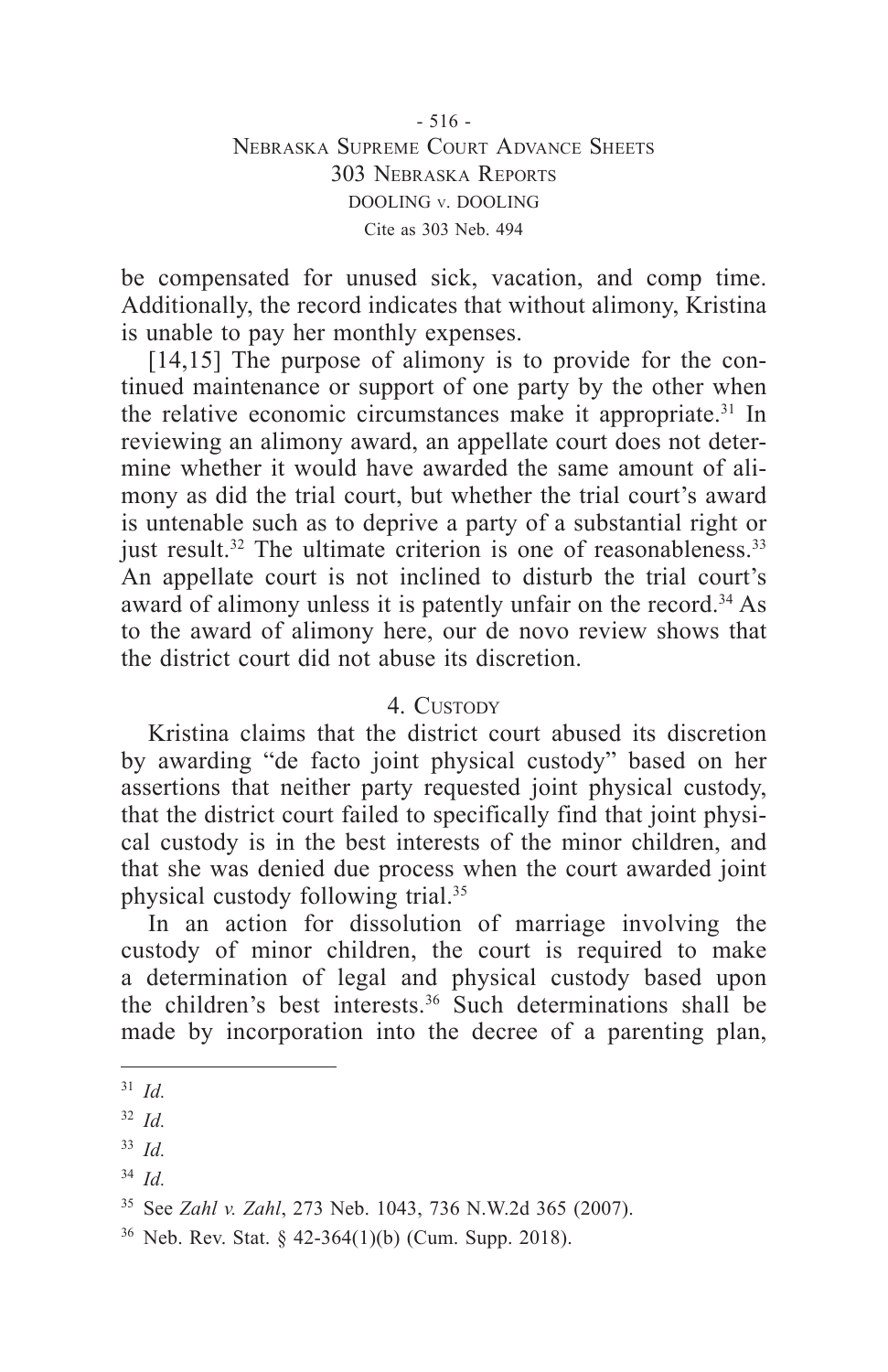be compensated for unused sick, vacation, and comp time. Additionally, the record indicates that without alimony, Kristina is unable to pay her monthly expenses.

[14,15] The purpose of alimony is to provide for the continued maintenance or support of one party by the other when the relative economic circumstances make it appropriate.[31] In reviewing an alimony award, an appellate court does not determine whether it would have awarded the same amount of alimony as did the trial court, but whether the trial court's award is untenable such as to deprive a party of a substantial right or just result.[32] The ultimate criterion is one of reasonableness.[33] An appellate court is not inclined to disturb the trial court's award of alimony unless it is patently unfair on the record.[34] As to the award of alimony here, our de novo review shows that the district court did not abuse its discretion.

### 4. Custody

Kristina claims that the district court abused its discretion by awarding "de facto joint physical custody" based on her assertions that neither party requested joint physical custody, that the district court failed to specifically find that joint physical custody is in the best interests of the minor children, and that she was denied due process when the court awarded joint physical custody following trial.[35]

In an action for dissolution of marriage involving the custody of minor children, the court is required to make a determination of legal and physical custody based upon the children's best interests.[36] Such determinations shall be made by incorporation into the decree of a parenting plan,

---

[31] *Id.*

[32] *Id.*

[33] *Id.*

[34] *Id.*

[35] See *Zahl v. Zahl*, 273 Neb. 1043, 736 N.W.2d 365 (2007).

[36] Neb. Rev. Stat. § 42-364(1)(b) (Cum. Supp. 2018).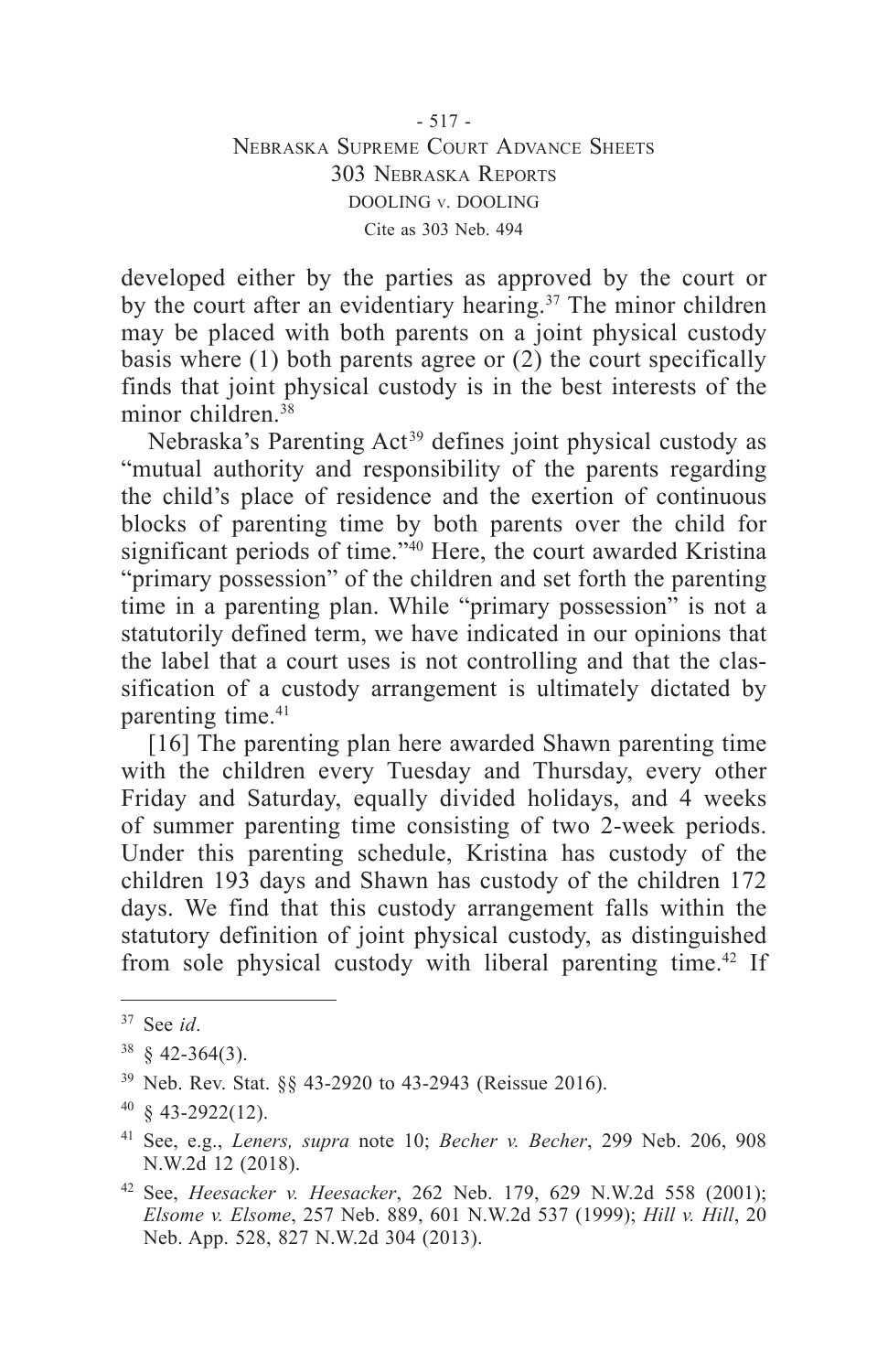developed either by the parties as approved by the court or by the court after an evidentiary hearing.[37] The minor children may be placed with both parents on a joint physical custody basis where (1) both parents agree or (2) the court specifically finds that joint physical custody is in the best interests of the minor children.[38]

Nebraska's Parenting Act[39] defines joint physical custody as "mutual authority and responsibility of the parents regarding the child's place of residence and the exertion of continuous blocks of parenting time by both parents over the child for significant periods of time."[40] Here, the court awarded Kristina "primary possession" of the children and set forth the parenting time in a parenting plan. While "primary possession" is not a statutorily defined term, we have indicated in our opinions that the label that a court uses is not controlling and that the classification of a custody arrangement is ultimately dictated by parenting time.[41]

[16] The parenting plan here awarded Shawn parenting time with the children every Tuesday and Thursday, every other Friday and Saturday, equally divided holidays, and 4 weeks of summer parenting time consisting of two 2-week periods. Under this parenting schedule, Kristina has custody of the children 193 days and Shawn has custody of the children 172 days. We find that this custody arrangement falls within the statutory definition of joint physical custody, as distinguished from sole physical custody with liberal parenting time.[42] If

---

[37] See *id*.

[38] § 42-364(3).

[39] Neb. Rev. Stat. §§ 43-2920 to 43-2943 (Reissue 2016).

[40] § 43-2922(12).

[41] See, e.g., *Leners, supra* note 10; *Becher v. Becher*, 299 Neb. 206, 908 N.W.2d 12 (2018).

[42] See, *Heesacker v. Heesacker*, 262 Neb. 179, 629 N.W.2d 558 (2001); *Elsome v. Elsome*, 257 Neb. 889, 601 N.W.2d 537 (1999); *Hill v. Hill*, 20 Neb. App. 528, 827 N.W.2d 304 (2013).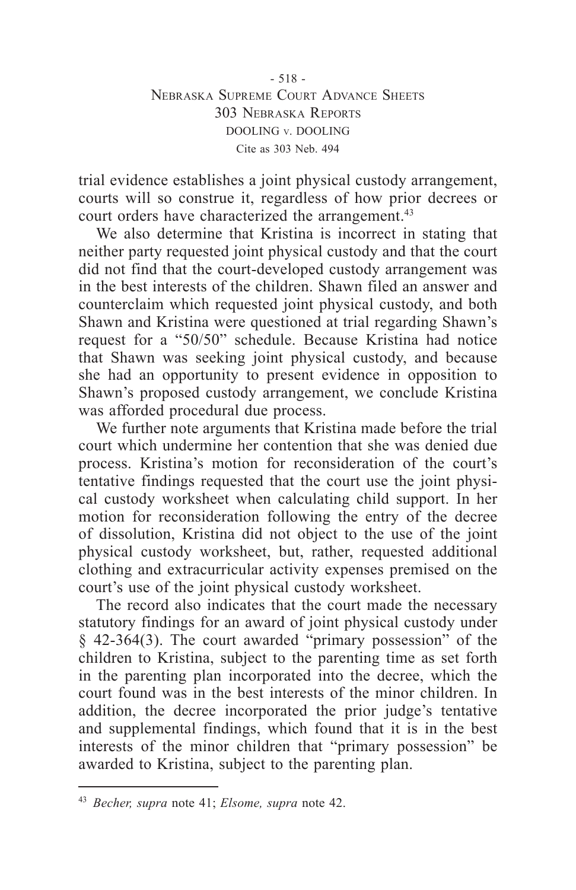trial evidence establishes a joint physical custody arrangement, courts will so construe it, regardless of how prior decrees or court orders have characterized the arrangement.[43]

We also determine that Kristina is incorrect in stating that neither party requested joint physical custody and that the court did not find that the court-developed custody arrangement was in the best interests of the children. Shawn filed an answer and counterclaim which requested joint physical custody, and both Shawn and Kristina were questioned at trial regarding Shawn's request for a "50/50" schedule. Because Kristina had notice that Shawn was seeking joint physical custody, and because she had an opportunity to present evidence in opposition to Shawn's proposed custody arrangement, we conclude Kristina was afforded procedural due process.

We further note arguments that Kristina made before the trial court which undermine her contention that she was denied due process. Kristina's motion for reconsideration of the court's tentative findings requested that the court use the joint physical custody worksheet when calculating child support. In her motion for reconsideration following the entry of the decree of dissolution, Kristina did not object to the use of the joint physical custody worksheet, but, rather, requested additional clothing and extracurricular activity expenses premised on the court's use of the joint physical custody worksheet.

The record also indicates that the court made the necessary statutory findings for an award of joint physical custody under § 42-364(3). The court awarded "primary possession" of the children to Kristina, subject to the parenting time as set forth in the parenting plan incorporated into the decree, which the court found was in the best interests of the minor children. In addition, the decree incorporated the prior judge's tentative and supplemental findings, which found that it is in the best interests of the minor children that "primary possession" be awarded to Kristina, subject to the parenting plan.

---

[43] *Becher, supra* note 41; *Elsome, supra* note 42.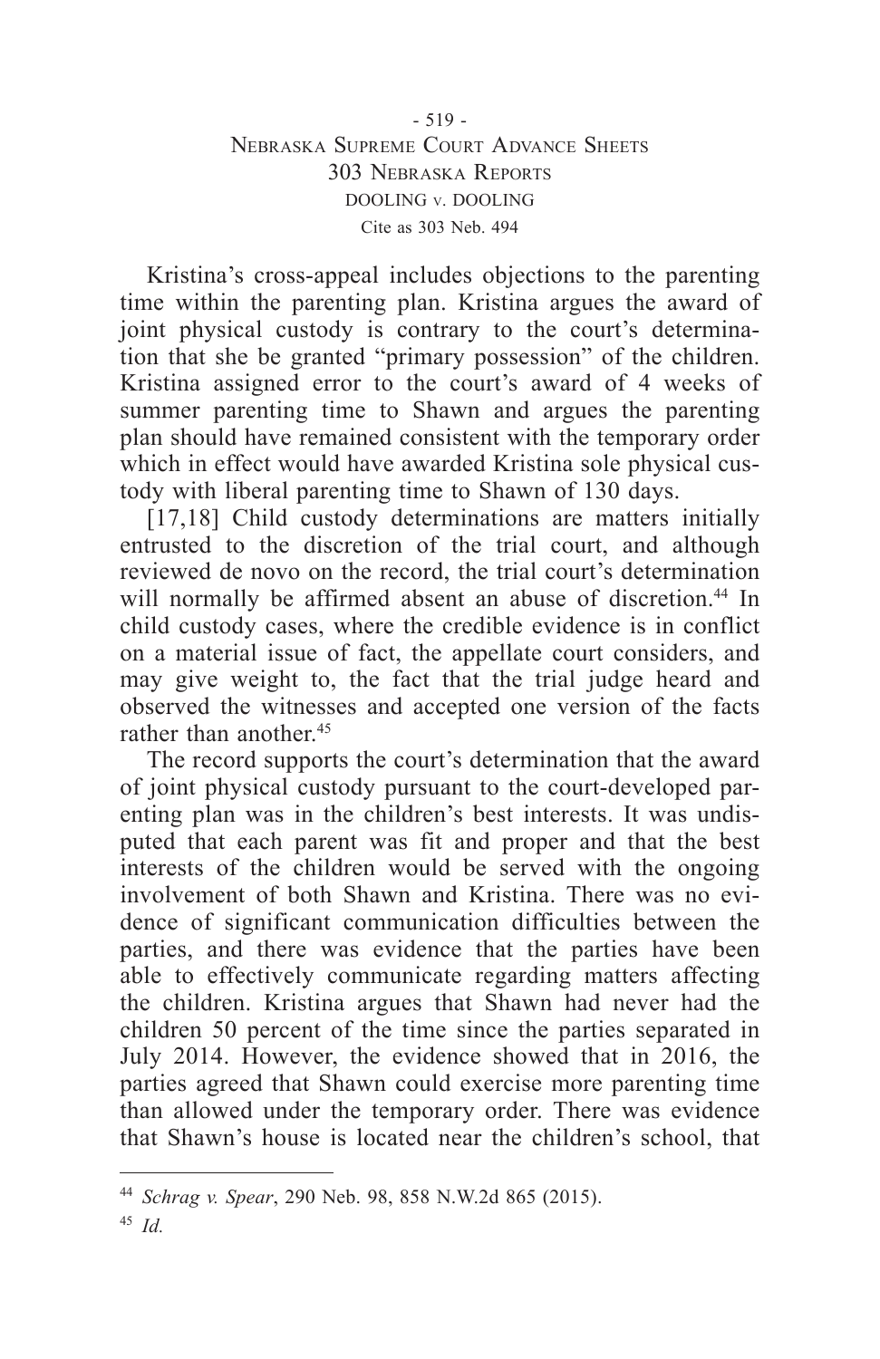Kristina's cross-appeal includes objections to the parenting time within the parenting plan. Kristina argues the award of joint physical custody is contrary to the court's determination that she be granted "primary possession" of the children. Kristina assigned error to the court's award of 4 weeks of summer parenting time to Shawn and argues the parenting plan should have remained consistent with the temporary order which in effect would have awarded Kristina sole physical custody with liberal parenting time to Shawn of 130 days.

[17,18] Child custody determinations are matters initially entrusted to the discretion of the trial court, and although reviewed de novo on the record, the trial court's determination will normally be affirmed absent an abuse of discretion.[44] In child custody cases, where the credible evidence is in conflict on a material issue of fact, the appellate court considers, and may give weight to, the fact that the trial judge heard and observed the witnesses and accepted one version of the facts rather than another.[45]

The record supports the court's determination that the award of joint physical custody pursuant to the court-developed parenting plan was in the children's best interests. It was undisputed that each parent was fit and proper and that the best interests of the children would be served with the ongoing involvement of both Shawn and Kristina. There was no evidence of significant communication difficulties between the parties, and there was evidence that the parties have been able to effectively communicate regarding matters affecting the children. Kristina argues that Shawn had never had the children 50 percent of the time since the parties separated in July 2014. However, the evidence showed that in 2016, the parties agreed that Shawn could exercise more parenting time than allowed under the temporary order. There was evidence that Shawn's house is located near the children's school, that

---

[44] *Schrag v. Spear*, 290 Neb. 98, 858 N.W.2d 865 (2015).

[45] *Id.*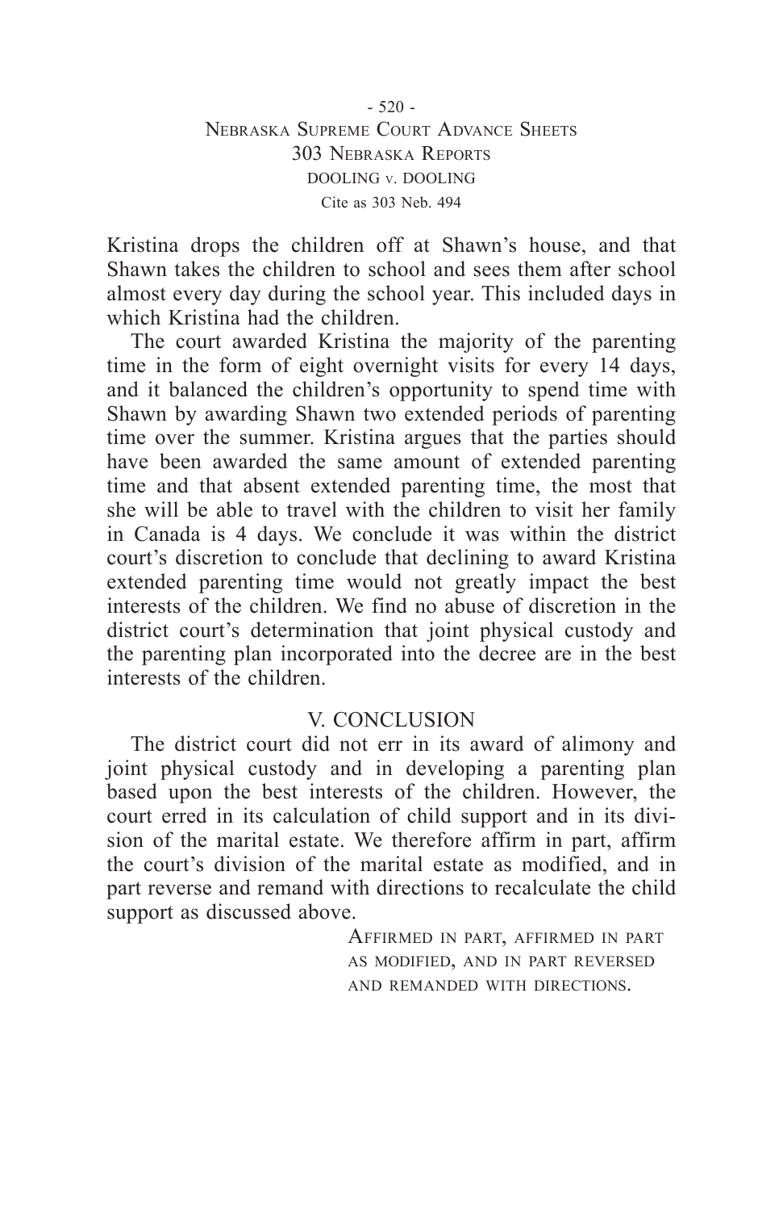Kristina drops the children off at Shawn's house, and that Shawn takes the children to school and sees them after school almost every day during the school year. This included days in which Kristina had the children.

The court awarded Kristina the majority of the parenting time in the form of eight overnight visits for every 14 days, and it balanced the children's opportunity to spend time with Shawn by awarding Shawn two extended periods of parenting time over the summer. Kristina argues that the parties should have been awarded the same amount of extended parenting time and that absent extended parenting time, the most that she will be able to travel with the children to visit her family in Canada is 4 days. We conclude it was within the district court's discretion to conclude that declining to award Kristina extended parenting time would not greatly impact the best interests of the children. We find no abuse of discretion in the district court's determination that joint physical custody and the parenting plan incorporated into the decree are in the best interests of the children.

## V. CONCLUSION

The district court did not err in its award of alimony and joint physical custody and in developing a parenting plan based upon the best interests of the children. However, the court erred in its calculation of child support and in its division of the marital estate. We therefore affirm in part, affirm the court's division of the marital estate as modified, and in part reverse and remand with directions to recalculate the child support as discussed above.

Affirmed in part, affirmed in part as modified, and in part reversed and remanded with directions.